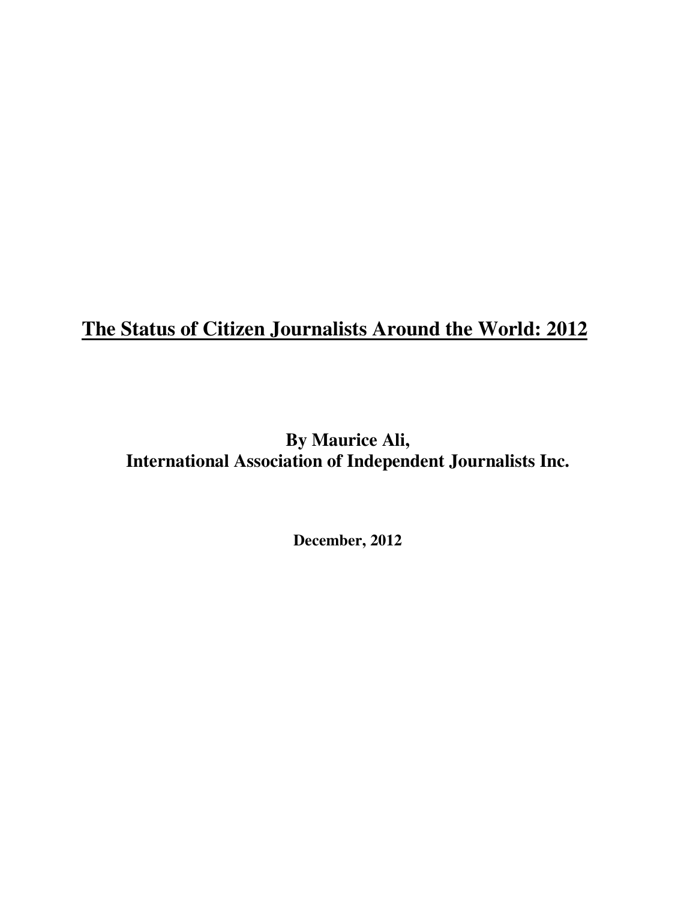# The Status of Citizen Journalists Around the World: 2012

**By Maurice Ali,**
**International Association of Independent Journalists Inc.**

**December, 2012**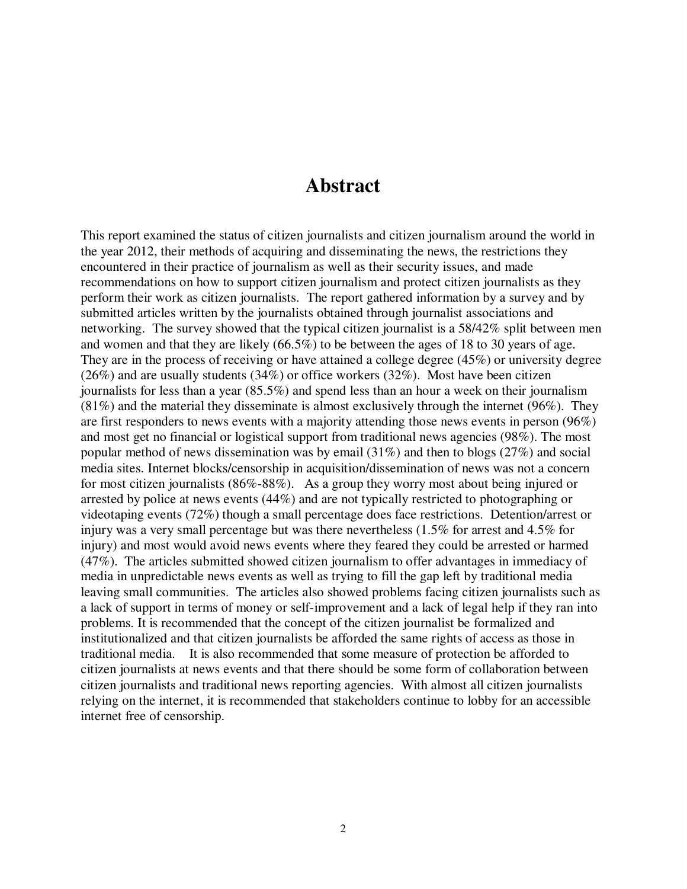# Abstract

This report examined the status of citizen journalists and citizen journalism around the world in the year 2012, their methods of acquiring and disseminating the news, the restrictions they encountered in their practice of journalism as well as their security issues, and made recommendations on how to support citizen journalism and protect citizen journalists as they perform their work as citizen journalists. The report gathered information by a survey and by submitted articles written by the journalists obtained through journalist associations and networking. The survey showed that the typical citizen journalist is a 58/42% split between men and women and that they are likely (66.5%) to be between the ages of 18 to 30 years of age. They are in the process of receiving or have attained a college degree (45%) or university degree (26%) and are usually students (34%) or office workers (32%). Most have been citizen journalists for less than a year (85.5%) and spend less than an hour a week on their journalism (81%) and the material they disseminate is almost exclusively through the internet (96%). They are first responders to news events with a majority attending those news events in person (96%) and most get no financial or logistical support from traditional news agencies (98%). The most popular method of news dissemination was by email (31%) and then to blogs (27%) and social media sites. Internet blocks/censorship in acquisition/dissemination of news was not a concern for most citizen journalists (86%-88%). As a group they worry most about being injured or arrested by police at news events (44%) and are not typically restricted to photographing or videotaping events (72%) though a small percentage does face restrictions. Detention/arrest or injury was a very small percentage but was there nevertheless (1.5% for arrest and 4.5% for injury) and most would avoid news events where they feared they could be arrested or harmed (47%). The articles submitted showed citizen journalism to offer advantages in immediacy of media in unpredictable news events as well as trying to fill the gap left by traditional media leaving small communities. The articles also showed problems facing citizen journalists such as a lack of support in terms of money or self-improvement and a lack of legal help if they ran into problems. It is recommended that the concept of the citizen journalist be formalized and institutionalized and that citizen journalists be afforded the same rights of access as those in traditional media. It is also recommended that some measure of protection be afforded to citizen journalists at news events and that there should be some form of collaboration between citizen journalists and traditional news reporting agencies. With almost all citizen journalists relying on the internet, it is recommended that stakeholders continue to lobby for an accessible internet free of censorship.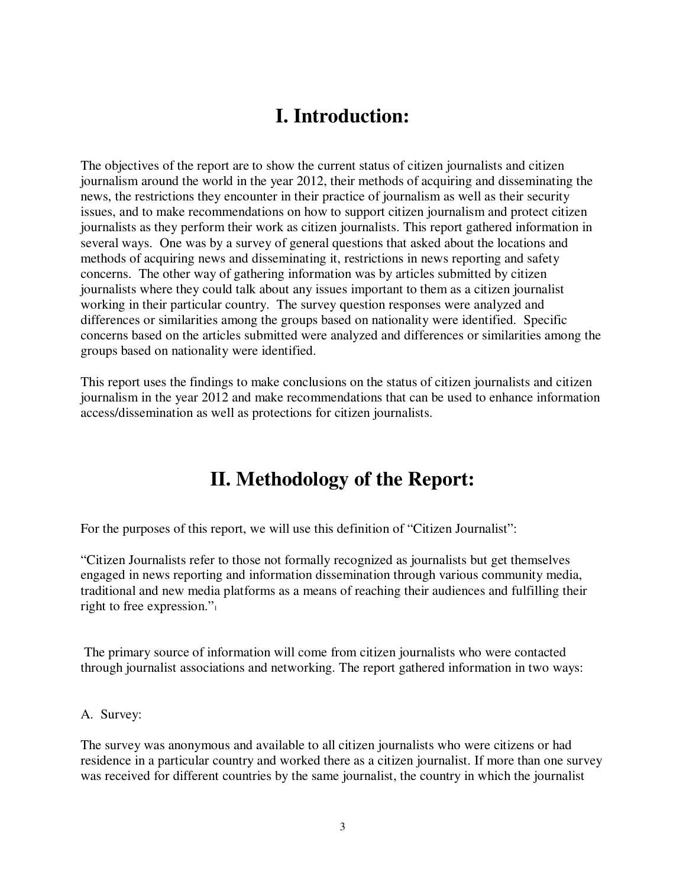# I. Introduction:

The objectives of the report are to show the current status of citizen journalists and citizen journalism around the world in the year 2012, their methods of acquiring and disseminating the news, the restrictions they encounter in their practice of journalism as well as their security issues, and to make recommendations on how to support citizen journalism and protect citizen journalists as they perform their work as citizen journalists. This report gathered information in several ways. One was by a survey of general questions that asked about the locations and methods of acquiring news and disseminating it, restrictions in news reporting and safety concerns. The other way of gathering information was by articles submitted by citizen journalists where they could talk about any issues important to them as a citizen journalist working in their particular country. The survey question responses were analyzed and differences or similarities among the groups based on nationality were identified. Specific concerns based on the articles submitted were analyzed and differences or similarities among the groups based on nationality were identified.

This report uses the findings to make conclusions on the status of citizen journalists and citizen journalism in the year 2012 and make recommendations that can be used to enhance information access/dissemination as well as protections for citizen journalists.

# II. Methodology of the Report:

For the purposes of this report, we will use this definition of "Citizen Journalist":

"Citizen Journalists refer to those not formally recognized as journalists but get themselves engaged in news reporting and information dissemination through various community media, traditional and new media platforms as a means of reaching their audiences and fulfilling their right to free expression."[1]

The primary source of information will come from citizen journalists who were contacted through journalist associations and networking. The report gathered information in two ways:

A. Survey:

The survey was anonymous and available to all citizen journalists who were citizens or had residence in a particular country and worked there as a citizen journalist. If more than one survey was received for different countries by the same journalist, the country in which the journalist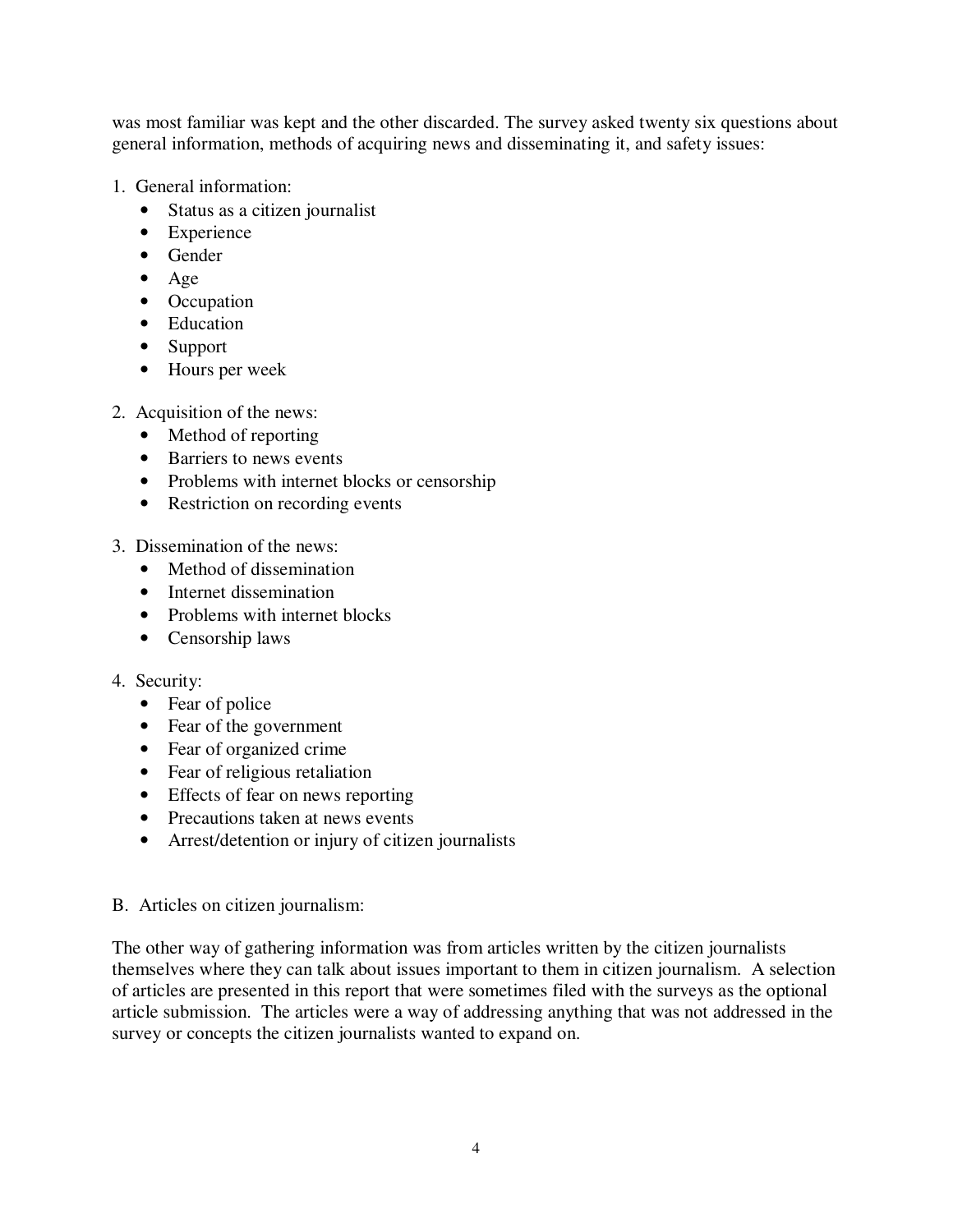was most familiar was kept and the other discarded. The survey asked twenty six questions about general information, methods of acquiring news and disseminating it, and safety issues:

1. General information:
   - Status as a citizen journalist
   - Experience
   - Gender
   - Age
   - Occupation
   - Education
   - Support
   - Hours per week

2. Acquisition of the news:
   - Method of reporting
   - Barriers to news events
   - Problems with internet blocks or censorship
   - Restriction on recording events

3. Dissemination of the news:
   - Method of dissemination
   - Internet dissemination
   - Problems with internet blocks
   - Censorship laws

4. Security:
   - Fear of police
   - Fear of the government
   - Fear of organized crime
   - Fear of religious retaliation
   - Effects of fear on news reporting
   - Precautions taken at news events
   - Arrest/detention or injury of citizen journalists

B. Articles on citizen journalism:

The other way of gathering information was from articles written by the citizen journalists themselves where they can talk about issues important to them in citizen journalism. A selection of articles are presented in this report that were sometimes filed with the surveys as the optional article submission. The articles were a way of addressing anything that was not addressed in the survey or concepts the citizen journalists wanted to expand on.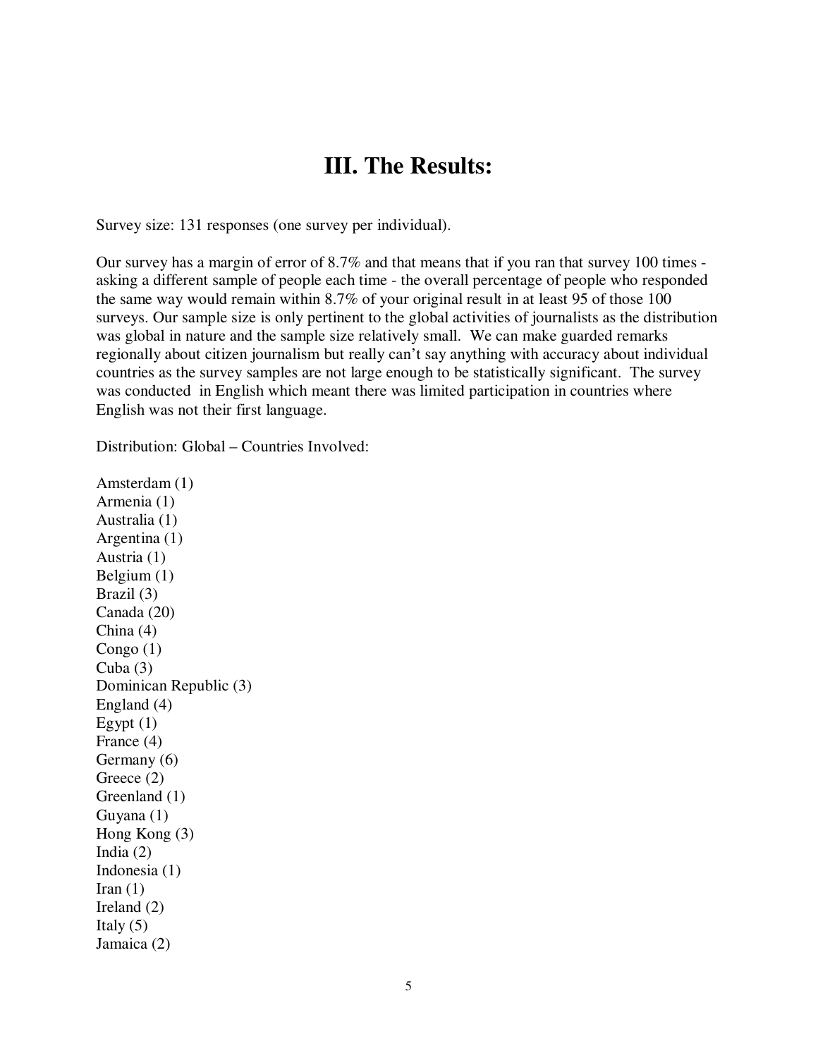# III. The Results:

Survey size: 131 responses (one survey per individual).

Our survey has a margin of error of 8.7% and that means that if you ran that survey 100 times - asking a different sample of people each time - the overall percentage of people who responded the same way would remain within 8.7% of your original result in at least 95 of those 100 surveys. Our sample size is only pertinent to the global activities of journalists as the distribution was global in nature and the sample size relatively small. We can make guarded remarks regionally about citizen journalism but really can't say anything with accuracy about individual countries as the survey samples are not large enough to be statistically significant. The survey was conducted in English which meant there was limited participation in countries where English was not their first language.

Distribution: Global – Countries Involved:

Amsterdam (1)
Armenia (1)
Australia (1)
Argentina (1)
Austria (1)
Belgium (1)
Brazil (3)
Canada (20)
China (4)
Congo (1)
Cuba (3)
Dominican Republic (3)
England (4)
Egypt (1)
France (4)
Germany (6)
Greece (2)
Greenland (1)
Guyana (1)
Hong Kong (3)
India (2)
Indonesia (1)
Iran (1)
Ireland (2)
Italy (5)
Jamaica (2)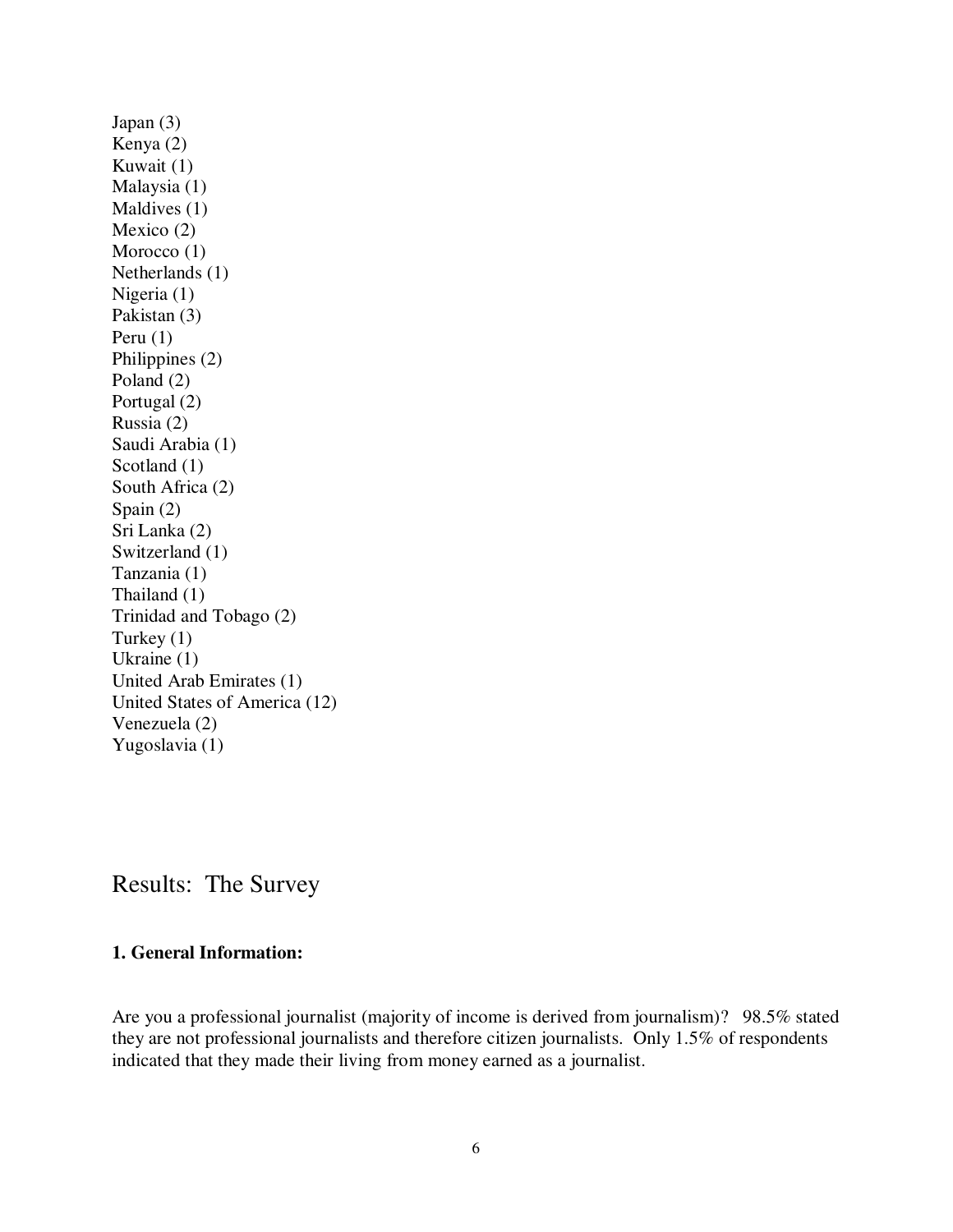Japan (3)
Kenya (2)
Kuwait (1)
Malaysia (1)
Maldives (1)
Mexico (2)
Morocco (1)
Netherlands (1)
Nigeria (1)
Pakistan (3)
Peru (1)
Philippines (2)
Poland (2)
Portugal (2)
Russia (2)
Saudi Arabia (1)
Scotland (1)
South Africa (2)
Spain (2)
Sri Lanka (2)
Switzerland (1)
Tanzania (1)
Thailand (1)
Trinidad and Tobago (2)
Turkey (1)
Ukraine (1)
United Arab Emirates (1)
United States of America (12)
Venezuela (2)
Yugoslavia (1)

# Results: The Survey

### 1. General Information:

Are you a professional journalist (majority of income is derived from journalism)? 98.5% stated they are not professional journalists and therefore citizen journalists. Only 1.5% of respondents indicated that they made their living from money earned as a journalist.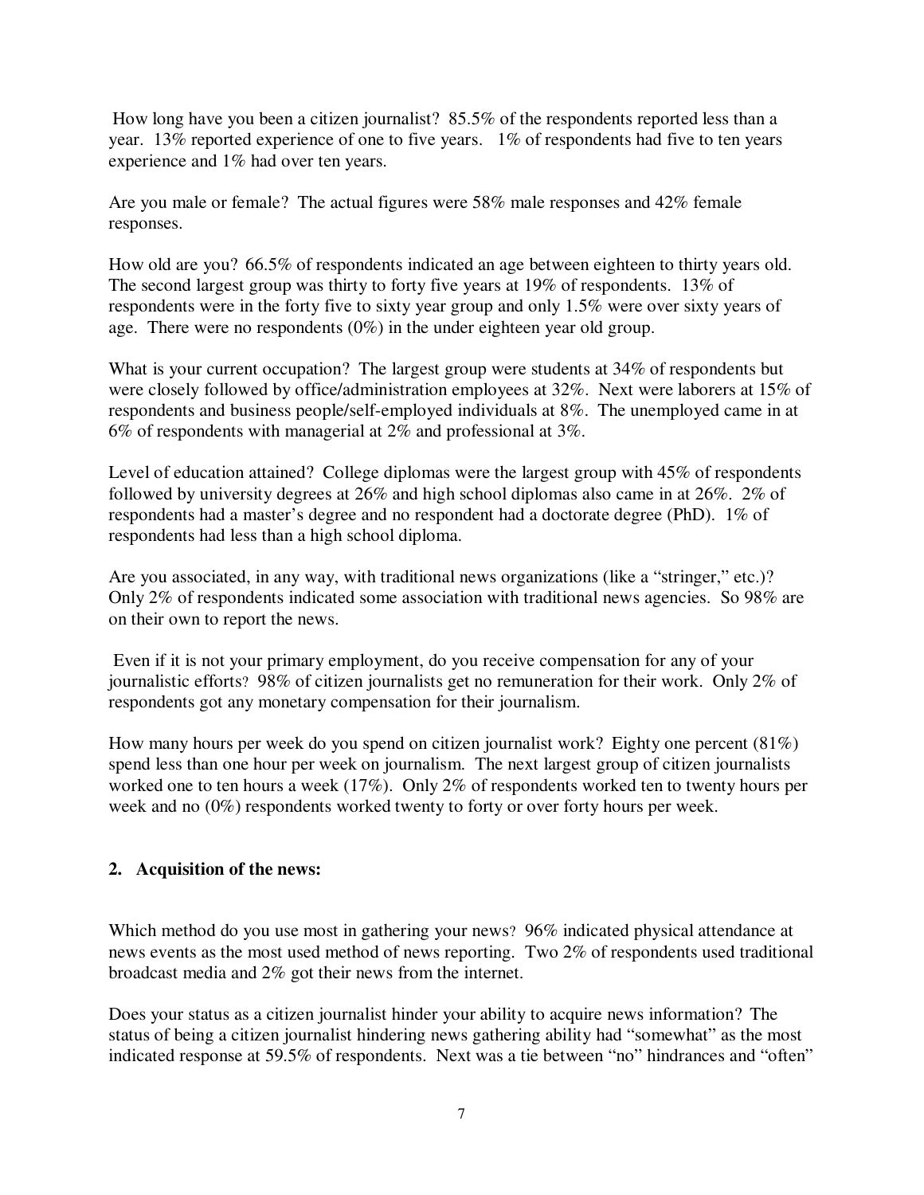How long have you been a citizen journalist? 85.5% of the respondents reported less than a year. 13% reported experience of one to five years. 1% of respondents had five to ten years experience and 1% had over ten years.

Are you male or female? The actual figures were 58% male responses and 42% female responses.

How old are you? 66.5% of respondents indicated an age between eighteen to thirty years old. The second largest group was thirty to forty five years at 19% of respondents. 13% of respondents were in the forty five to sixty year group and only 1.5% were over sixty years of age. There were no respondents (0%) in the under eighteen year old group.

What is your current occupation? The largest group were students at 34% of respondents but were closely followed by office/administration employees at 32%. Next were laborers at 15% of respondents and business people/self-employed individuals at 8%. The unemployed came in at 6% of respondents with managerial at 2% and professional at 3%.

Level of education attained? College diplomas were the largest group with 45% of respondents followed by university degrees at 26% and high school diplomas also came in at 26%. 2% of respondents had a master's degree and no respondent had a doctorate degree (PhD). 1% of respondents had less than a high school diploma.

Are you associated, in any way, with traditional news organizations (like a "stringer," etc.)? Only 2% of respondents indicated some association with traditional news agencies. So 98% are on their own to report the news.

Even if it is not your primary employment, do you receive compensation for any of your journalistic efforts? 98% of citizen journalists get no remuneration for their work. Only 2% of respondents got any monetary compensation for their journalism.

How many hours per week do you spend on citizen journalist work? Eighty one percent (81%) spend less than one hour per week on journalism. The next largest group of citizen journalists worked one to ten hours a week (17%). Only 2% of respondents worked ten to twenty hours per week and no (0%) respondents worked twenty to forty or over forty hours per week.

## 2. Acquisition of the news:

Which method do you use most in gathering your news? 96% indicated physical attendance at news events as the most used method of news reporting. Two 2% of respondents used traditional broadcast media and 2% got their news from the internet.

Does your status as a citizen journalist hinder your ability to acquire news information? The status of being a citizen journalist hindering news gathering ability had "somewhat" as the most indicated response at 59.5% of respondents. Next was a tie between "no" hindrances and "often"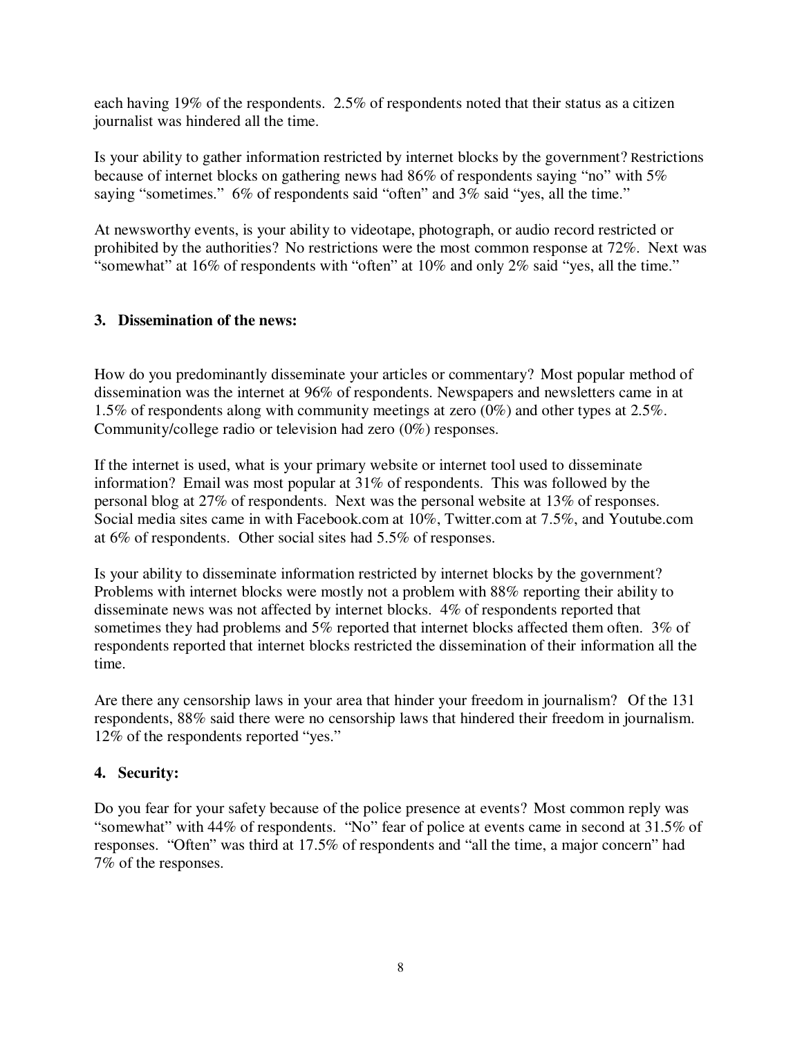each having 19% of the respondents. 2.5% of respondents noted that their status as a citizen journalist was hindered all the time.

Is your ability to gather information restricted by internet blocks by the government? Restrictions because of internet blocks on gathering news had 86% of respondents saying "no" with 5% saying "sometimes." 6% of respondents said "often" and 3% said "yes, all the time."

At newsworthy events, is your ability to videotape, photograph, or audio record restricted or prohibited by the authorities? No restrictions were the most common response at 72%. Next was "somewhat" at 16% of respondents with "often" at 10% and only 2% said "yes, all the time."

### 3. Dissemination of the news:

How do you predominantly disseminate your articles or commentary? Most popular method of dissemination was the internet at 96% of respondents. Newspapers and newsletters came in at 1.5% of respondents along with community meetings at zero (0%) and other types at 2.5%. Community/college radio or television had zero (0%) responses.

If the internet is used, what is your primary website or internet tool used to disseminate information? Email was most popular at 31% of respondents. This was followed by the personal blog at 27% of respondents. Next was the personal website at 13% of responses. Social media sites came in with Facebook.com at 10%, Twitter.com at 7.5%, and Youtube.com at 6% of respondents. Other social sites had 5.5% of responses.

Is your ability to disseminate information restricted by internet blocks by the government? Problems with internet blocks were mostly not a problem with 88% reporting their ability to disseminate news was not affected by internet blocks. 4% of respondents reported that sometimes they had problems and 5% reported that internet blocks affected them often. 3% of respondents reported that internet blocks restricted the dissemination of their information all the time.

Are there any censorship laws in your area that hinder your freedom in journalism? Of the 131 respondents, 88% said there were no censorship laws that hindered their freedom in journalism. 12% of the respondents reported "yes."

### 4. Security:

Do you fear for your safety because of the police presence at events? Most common reply was "somewhat" with 44% of respondents. "No" fear of police at events came in second at 31.5% of responses. "Often" was third at 17.5% of respondents and "all the time, a major concern" had 7% of the responses.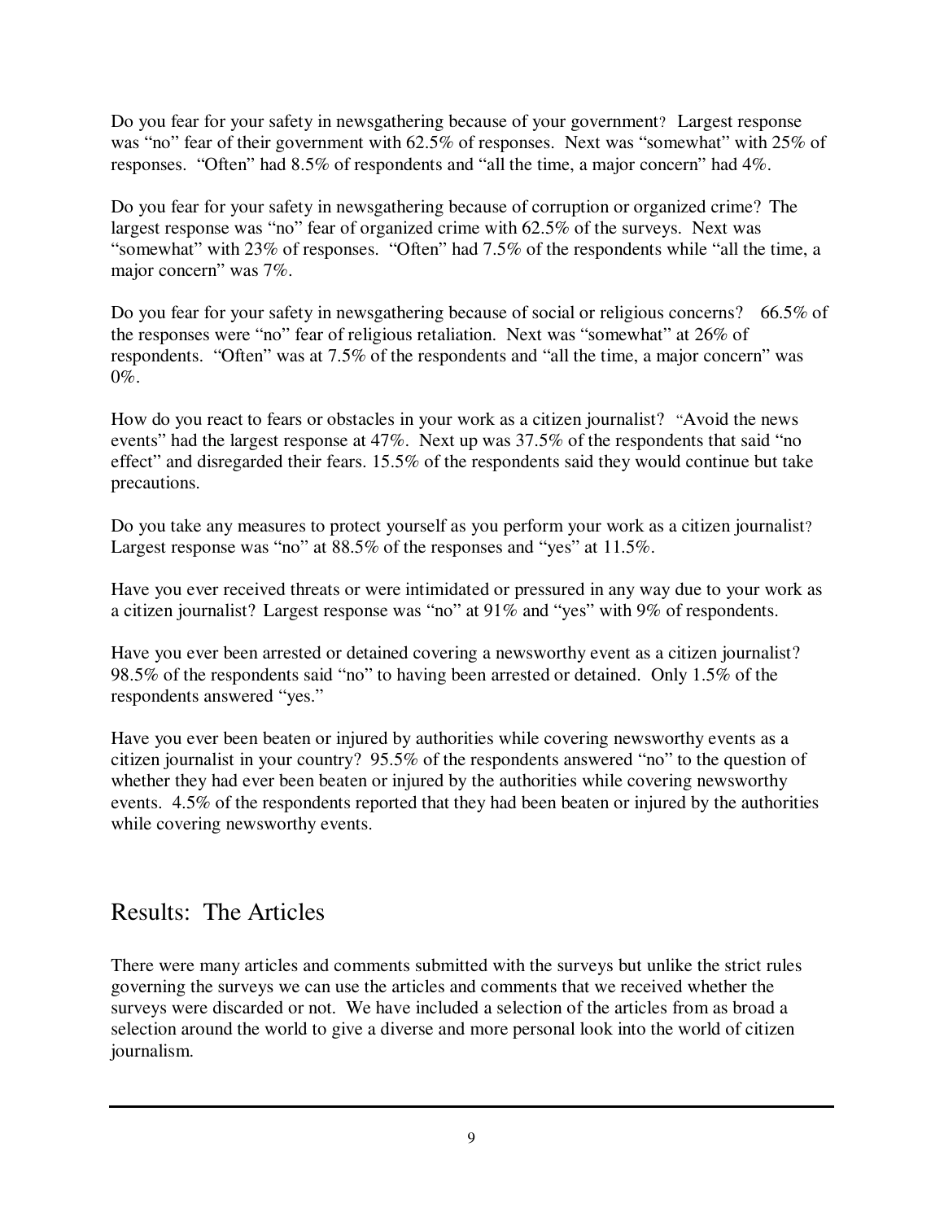Do you fear for your safety in newsgathering because of your government? Largest response was “no” fear of their government with 62.5% of responses. Next was “somewhat” with 25% of responses. “Often” had 8.5% of respondents and “all the time, a major concern” had 4%.

Do you fear for your safety in newsgathering because of corruption or organized crime? The largest response was “no” fear of organized crime with 62.5% of the surveys. Next was “somewhat” with 23% of responses. “Often” had 7.5% of the respondents while “all the time, a major concern” was 7%.

Do you fear for your safety in newsgathering because of social or religious concerns? 66.5% of the responses were “no” fear of religious retaliation. Next was “somewhat” at 26% of respondents. “Often” was at 7.5% of the respondents and “all the time, a major concern” was 0%.

How do you react to fears or obstacles in your work as a citizen journalist? “Avoid the news events” had the largest response at 47%. Next up was 37.5% of the respondents that said “no effect” and disregarded their fears. 15.5% of the respondents said they would continue but take precautions.

Do you take any measures to protect yourself as you perform your work as a citizen journalist? Largest response was “no” at 88.5% of the responses and “yes” at 11.5%.

Have you ever received threats or were intimidated or pressured in any way due to your work as a citizen journalist? Largest response was “no” at 91% and “yes” with 9% of respondents.

Have you ever been arrested or detained covering a newsworthy event as a citizen journalist? 98.5% of the respondents said “no” to having been arrested or detained. Only 1.5% of the respondents answered “yes.”

Have you ever been beaten or injured by authorities while covering newsworthy events as a citizen journalist in your country? 95.5% of the respondents answered “no” to the question of whether they had ever been beaten or injured by the authorities while covering newsworthy events. 4.5% of the respondents reported that they had been beaten or injured by the authorities while covering newsworthy events.

## Results: The Articles

There were many articles and comments submitted with the surveys but unlike the strict rules governing the surveys we can use the articles and comments that we received whether the surveys were discarded or not. We have included a selection of the articles from as broad a selection around the world to give a diverse and more personal look into the world of citizen journalism.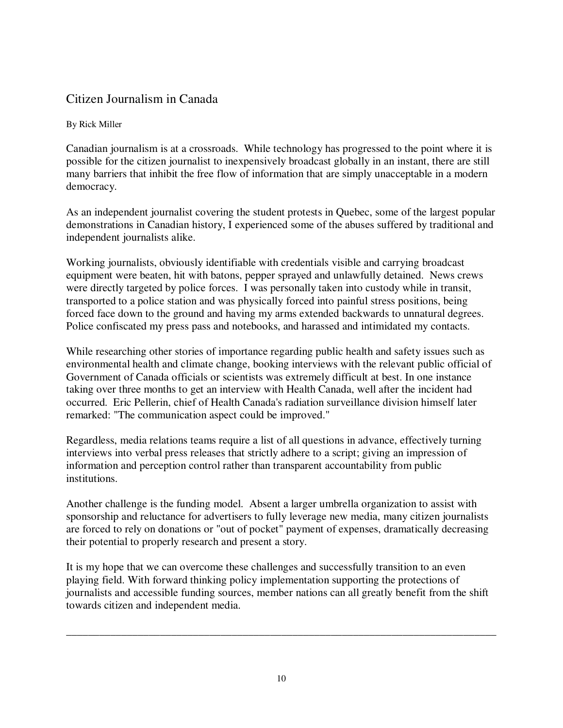# Citizen Journalism in Canada

By Rick Miller

Canadian journalism is at a crossroads. While technology has progressed to the point where it is possible for the citizen journalist to inexpensively broadcast globally in an instant, there are still many barriers that inhibit the free flow of information that are simply unacceptable in a modern democracy.

As an independent journalist covering the student protests in Quebec, some of the largest popular demonstrations in Canadian history, I experienced some of the abuses suffered by traditional and independent journalists alike.

Working journalists, obviously identifiable with credentials visible and carrying broadcast equipment were beaten, hit with batons, pepper sprayed and unlawfully detained. News crews were directly targeted by police forces. I was personally taken into custody while in transit, transported to a police station and was physically forced into painful stress positions, being forced face down to the ground and having my arms extended backwards to unnatural degrees. Police confiscated my press pass and notebooks, and harassed and intimidated my contacts.

While researching other stories of importance regarding public health and safety issues such as environmental health and climate change, booking interviews with the relevant public official of Government of Canada officials or scientists was extremely difficult at best. In one instance taking over three months to get an interview with Health Canada, well after the incident had occurred. Eric Pellerin, chief of Health Canada's radiation surveillance division himself later remarked: "The communication aspect could be improved."

Regardless, media relations teams require a list of all questions in advance, effectively turning interviews into verbal press releases that strictly adhere to a script; giving an impression of information and perception control rather than transparent accountability from public institutions.

Another challenge is the funding model. Absent a larger umbrella organization to assist with sponsorship and reluctance for advertisers to fully leverage new media, many citizen journalists are forced to rely on donations or "out of pocket" payment of expenses, dramatically decreasing their potential to properly research and present a story.

It is my hope that we can overcome these challenges and successfully transition to an even playing field. With forward thinking policy implementation supporting the protections of journalists and accessible funding sources, member nations can all greatly benefit from the shift towards citizen and independent media.

---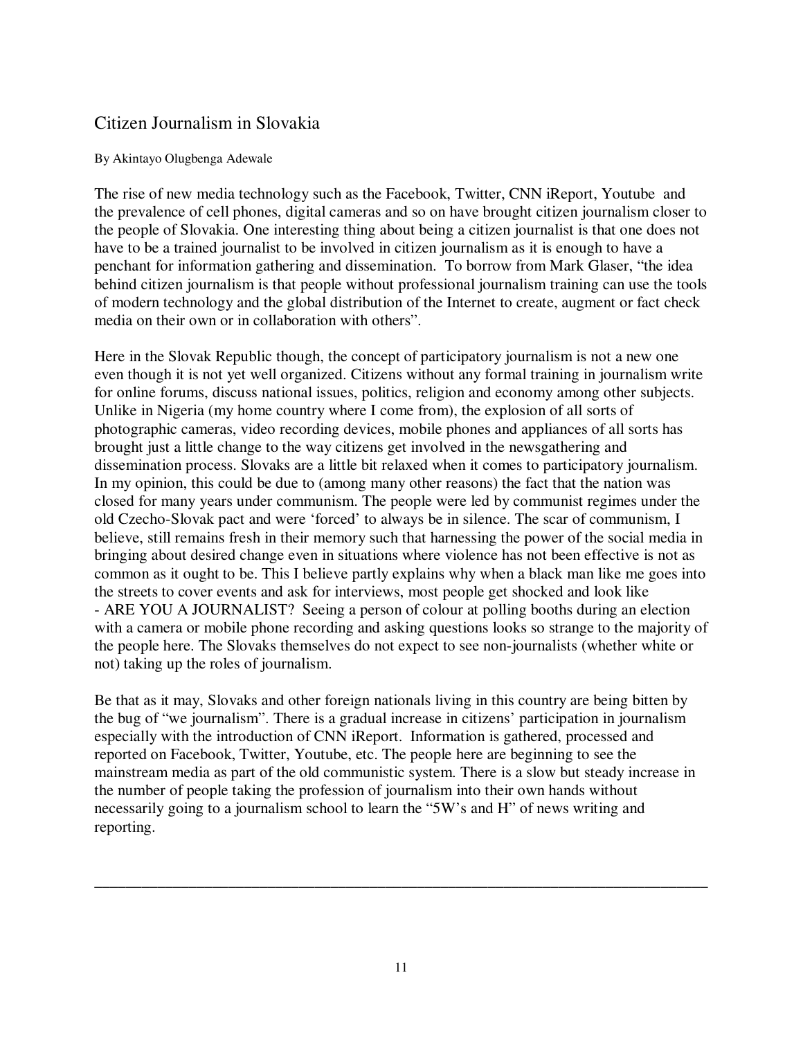## Citizen Journalism in Slovakia

By Akintayo Olugbenga Adewale

The rise of new media technology such as the Facebook, Twitter, CNN iReport, Youtube and the prevalence of cell phones, digital cameras and so on have brought citizen journalism closer to the people of Slovakia. One interesting thing about being a citizen journalist is that one does not have to be a trained journalist to be involved in citizen journalism as it is enough to have a penchant for information gathering and dissemination. To borrow from Mark Glaser, "the idea behind citizen journalism is that people without professional journalism training can use the tools of modern technology and the global distribution of the Internet to create, augment or fact check media on their own or in collaboration with others".

Here in the Slovak Republic though, the concept of participatory journalism is not a new one even though it is not yet well organized. Citizens without any formal training in journalism write for online forums, discuss national issues, politics, religion and economy among other subjects. Unlike in Nigeria (my home country where I come from), the explosion of all sorts of photographic cameras, video recording devices, mobile phones and appliances of all sorts has brought just a little change to the way citizens get involved in the newsgathering and dissemination process. Slovaks are a little bit relaxed when it comes to participatory journalism. In my opinion, this could be due to (among many other reasons) the fact that the nation was closed for many years under communism. The people were led by communist regimes under the old Czecho-Slovak pact and were 'forced' to always be in silence. The scar of communism, I believe, still remains fresh in their memory such that harnessing the power of the social media in bringing about desired change even in situations where violence has not been effective is not as common as it ought to be. This I believe partly explains why when a black man like me goes into the streets to cover events and ask for interviews, most people get shocked and look like - ARE YOU A JOURNALIST? Seeing a person of colour at polling booths during an election with a camera or mobile phone recording and asking questions looks so strange to the majority of the people here. The Slovaks themselves do not expect to see non-journalists (whether white or not) taking up the roles of journalism.

Be that as it may, Slovaks and other foreign nationals living in this country are being bitten by the bug of "we journalism". There is a gradual increase in citizens' participation in journalism especially with the introduction of CNN iReport. Information is gathered, processed and reported on Facebook, Twitter, Youtube, etc. The people here are beginning to see the mainstream media as part of the old communistic system. There is a slow but steady increase in the number of people taking the profession of journalism into their own hands without necessarily going to a journalism school to learn the "5W's and H" of news writing and reporting.

---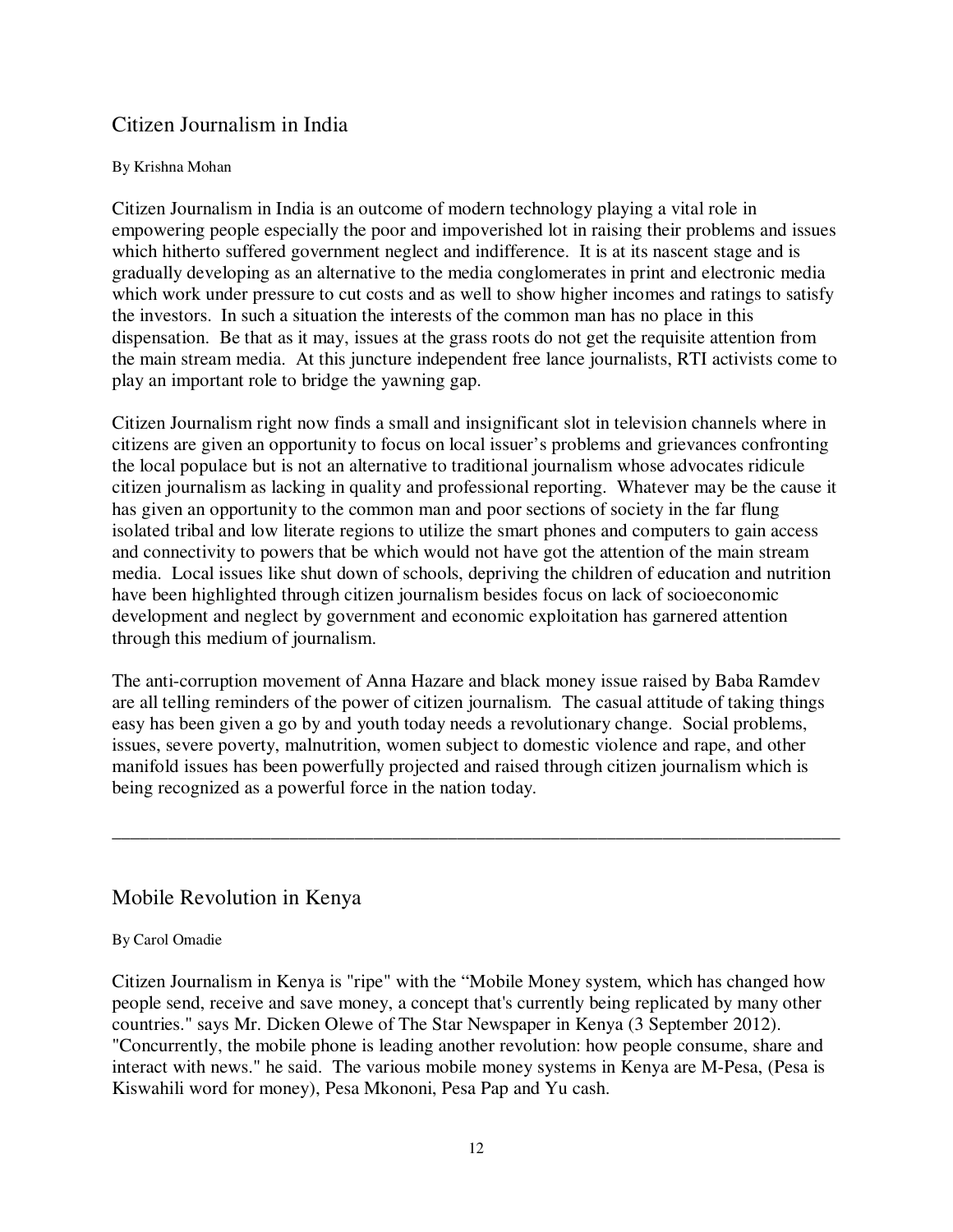## Citizen Journalism in India

By Krishna Mohan

Citizen Journalism in India is an outcome of modern technology playing a vital role in empowering people especially the poor and impoverished lot in raising their problems and issues which hitherto suffered government neglect and indifference. It is at its nascent stage and is gradually developing as an alternative to the media conglomerates in print and electronic media which work under pressure to cut costs and as well to show higher incomes and ratings to satisfy the investors. In such a situation the interests of the common man has no place in this dispensation. Be that as it may, issues at the grass roots do not get the requisite attention from the main stream media. At this juncture independent free lance journalists, RTI activists come to play an important role to bridge the yawning gap.

Citizen Journalism right now finds a small and insignificant slot in television channels where in citizens are given an opportunity to focus on local issuer's problems and grievances confronting the local populace but is not an alternative to traditional journalism whose advocates ridicule citizen journalism as lacking in quality and professional reporting. Whatever may be the cause it has given an opportunity to the common man and poor sections of society in the far flung isolated tribal and low literate regions to utilize the smart phones and computers to gain access and connectivity to powers that be which would not have got the attention of the main stream media. Local issues like shut down of schools, depriving the children of education and nutrition have been highlighted through citizen journalism besides focus on lack of socioeconomic development and neglect by government and economic exploitation has garnered attention through this medium of journalism.

The anti-corruption movement of Anna Hazare and black money issue raised by Baba Ramdev are all telling reminders of the power of citizen journalism. The casual attitude of taking things easy has been given a go by and youth today needs a revolutionary change. Social problems, issues, severe poverty, malnutrition, women subject to domestic violence and rape, and other manifold issues has been powerfully projected and raised through citizen journalism which is being recognized as a powerful force in the nation today.

---

## Mobile Revolution in Kenya

By Carol Omadie

Citizen Journalism in Kenya is "ripe" with the "Mobile Money system, which has changed how people send, receive and save money, a concept that's currently being replicated by many other countries." says Mr. Dicken Olewe of The Star Newspaper in Kenya (3 September 2012). "Concurrently, the mobile phone is leading another revolution: how people consume, share and interact with news." he said. The various mobile money systems in Kenya are M-Pesa, (Pesa is Kiswahili word for money), Pesa Mkononi, Pesa Pap and Yu cash.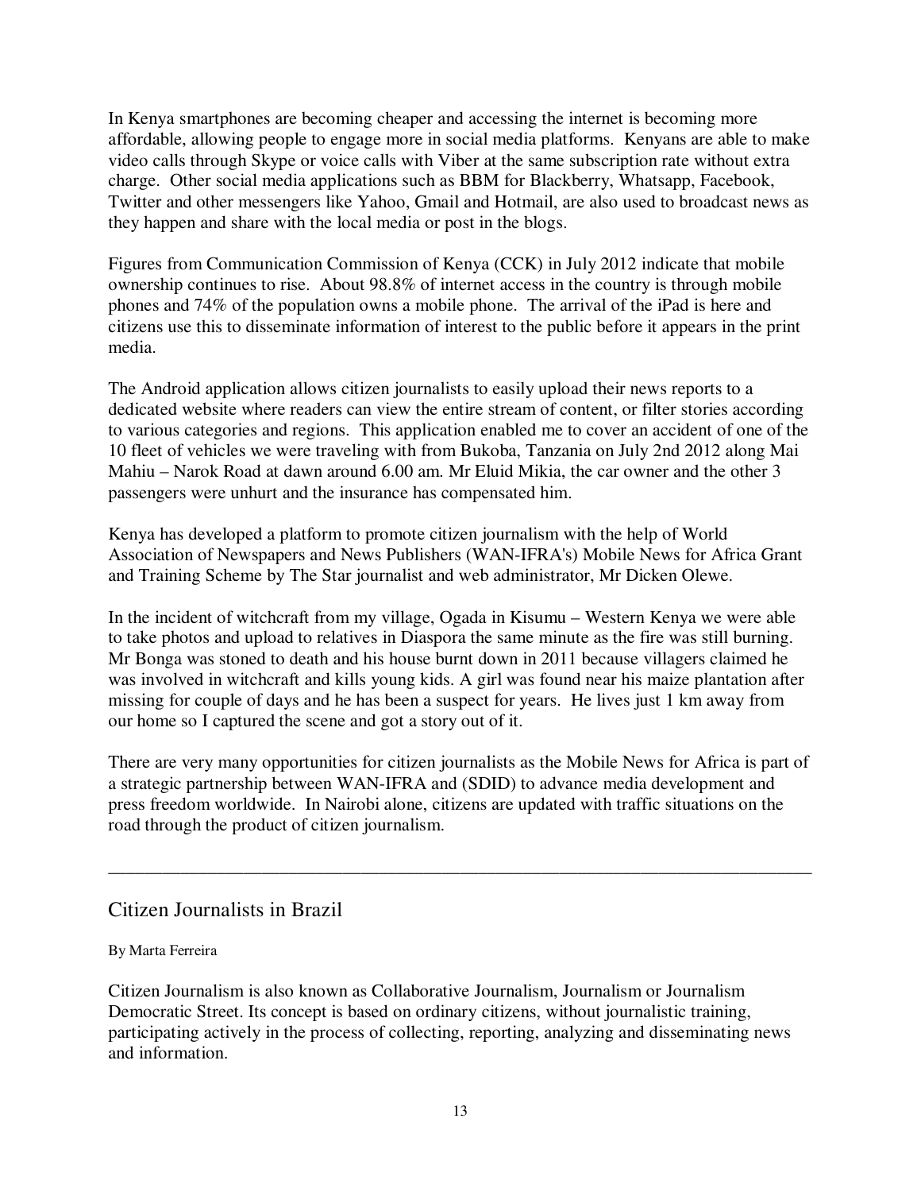In Kenya smartphones are becoming cheaper and accessing the internet is becoming more affordable, allowing people to engage more in social media platforms. Kenyans are able to make video calls through Skype or voice calls with Viber at the same subscription rate without extra charge. Other social media applications such as BBM for Blackberry, Whatsapp, Facebook, Twitter and other messengers like Yahoo, Gmail and Hotmail, are also used to broadcast news as they happen and share with the local media or post in the blogs.

Figures from Communication Commission of Kenya (CCK) in July 2012 indicate that mobile ownership continues to rise. About 98.8% of internet access in the country is through mobile phones and 74% of the population owns a mobile phone. The arrival of the iPad is here and citizens use this to disseminate information of interest to the public before it appears in the print media.

The Android application allows citizen journalists to easily upload their news reports to a dedicated website where readers can view the entire stream of content, or filter stories according to various categories and regions. This application enabled me to cover an accident of one of the 10 fleet of vehicles we were traveling with from Bukoba, Tanzania on July 2nd 2012 along Mai Mahiu – Narok Road at dawn around 6.00 am. Mr Eluid Mikia, the car owner and the other 3 passengers were unhurt and the insurance has compensated him.

Kenya has developed a platform to promote citizen journalism with the help of World Association of Newspapers and News Publishers (WAN-IFRA's) Mobile News for Africa Grant and Training Scheme by The Star journalist and web administrator, Mr Dicken Olewe.

In the incident of witchcraft from my village, Ogada in Kisumu – Western Kenya we were able to take photos and upload to relatives in Diaspora the same minute as the fire was still burning. Mr Bonga was stoned to death and his house burnt down in 2011 because villagers claimed he was involved in witchcraft and kills young kids. A girl was found near his maize plantation after missing for couple of days and he has been a suspect for years. He lives just 1 km away from our home so I captured the scene and got a story out of it.

There are very many opportunities for citizen journalists as the Mobile News for Africa is part of a strategic partnership between WAN-IFRA and (SDID) to advance media development and press freedom worldwide. In Nairobi alone, citizens are updated with traffic situations on the road through the product of citizen journalism.

---

## Citizen Journalists in Brazil

By Marta Ferreira

Citizen Journalism is also known as Collaborative Journalism, Journalism or Journalism Democratic Street. Its concept is based on ordinary citizens, without journalistic training, participating actively in the process of collecting, reporting, analyzing and disseminating news and information.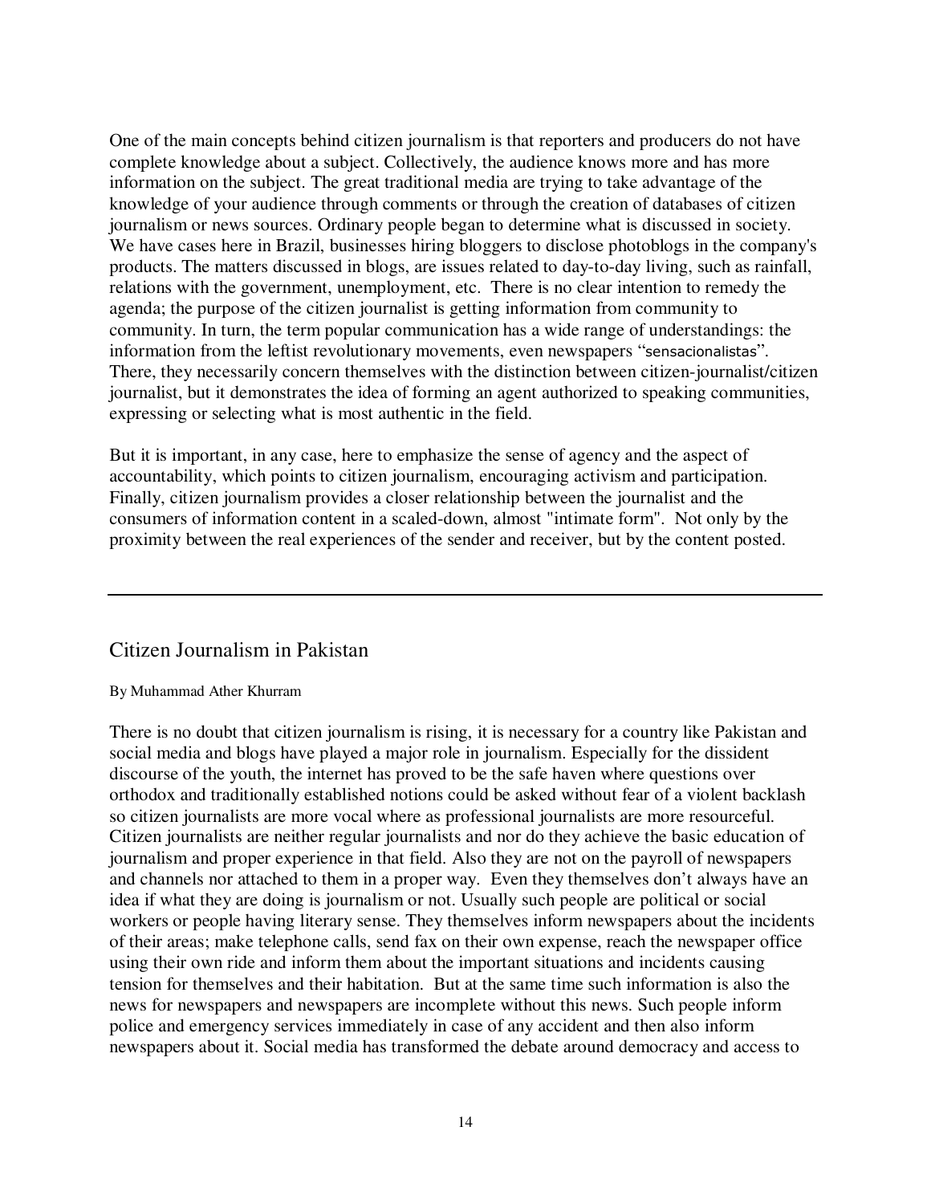One of the main concepts behind citizen journalism is that reporters and producers do not have complete knowledge about a subject. Collectively, the audience knows more and has more information on the subject. The great traditional media are trying to take advantage of the knowledge of your audience through comments or through the creation of databases of citizen journalism or news sources. Ordinary people began to determine what is discussed in society. We have cases here in Brazil, businesses hiring bloggers to disclose photoblogs in the company's products. The matters discussed in blogs, are issues related to day-to-day living, such as rainfall, relations with the government, unemployment, etc. There is no clear intention to remedy the agenda; the purpose of the citizen journalist is getting information from community to community. In turn, the term popular communication has a wide range of understandings: the information from the leftist revolutionary movements, even newspapers "sensacionalistas". There, they necessarily concern themselves with the distinction between citizen-journalist/citizen journalist, but it demonstrates the idea of forming an agent authorized to speaking communities, expressing or selecting what is most authentic in the field.

But it is important, in any case, here to emphasize the sense of agency and the aspect of accountability, which points to citizen journalism, encouraging activism and participation. Finally, citizen journalism provides a closer relationship between the journalist and the consumers of information content in a scaled-down, almost "intimate form". Not only by the proximity between the real experiences of the sender and receiver, but by the content posted.

---

## Citizen Journalism in Pakistan

By Muhammad Ather Khurram

There is no doubt that citizen journalism is rising, it is necessary for a country like Pakistan and social media and blogs have played a major role in journalism. Especially for the dissident discourse of the youth, the internet has proved to be the safe haven where questions over orthodox and traditionally established notions could be asked without fear of a violent backlash so citizen journalists are more vocal where as professional journalists are more resourceful. Citizen journalists are neither regular journalists and nor do they achieve the basic education of journalism and proper experience in that field. Also they are not on the payroll of newspapers and channels nor attached to them in a proper way. Even they themselves don't always have an idea if what they are doing is journalism or not. Usually such people are political or social workers or people having literary sense. They themselves inform newspapers about the incidents of their areas; make telephone calls, send fax on their own expense, reach the newspaper office using their own ride and inform them about the important situations and incidents causing tension for themselves and their habitation. But at the same time such information is also the news for newspapers and newspapers are incomplete without this news. Such people inform police and emergency services immediately in case of any accident and then also inform newspapers about it. Social media has transformed the debate around democracy and access to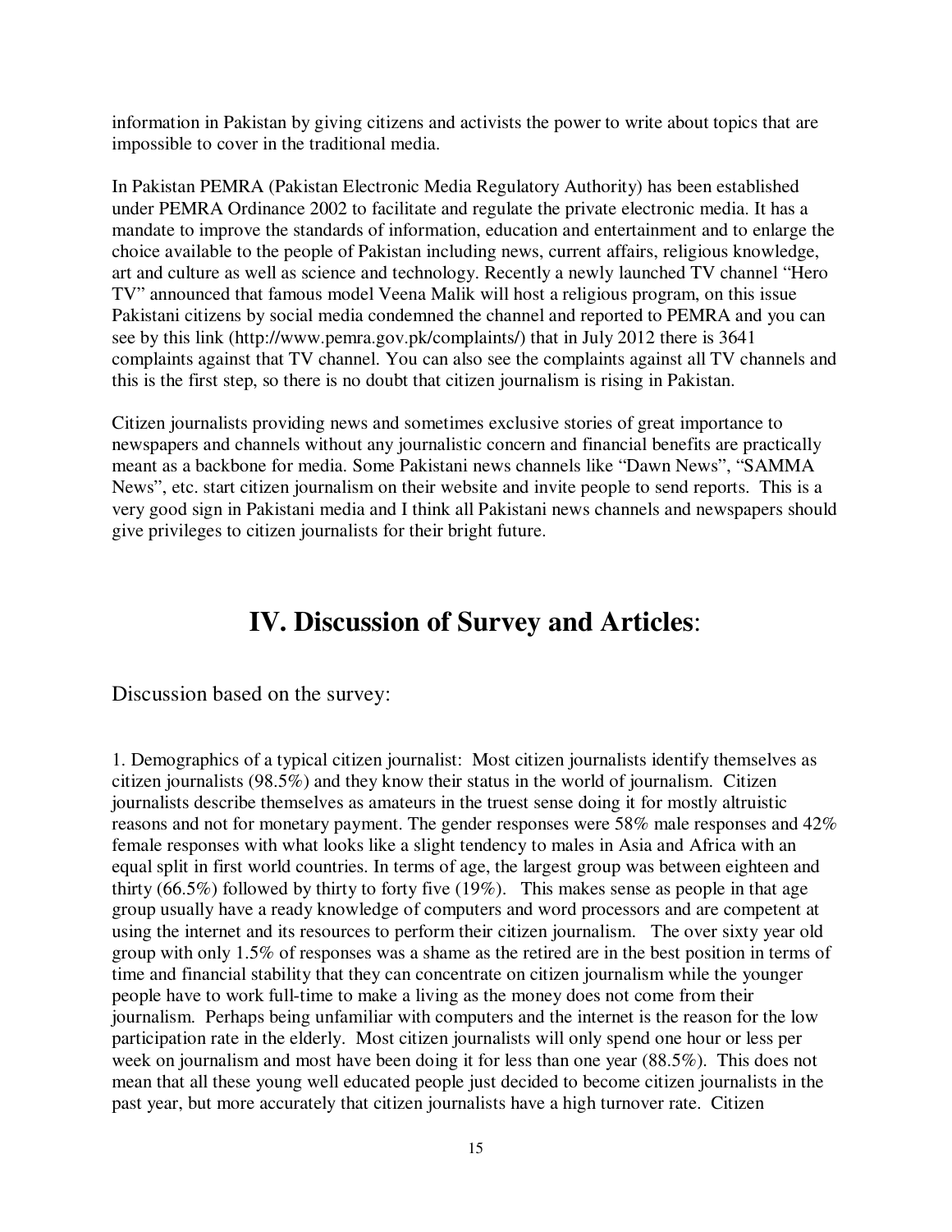information in Pakistan by giving citizens and activists the power to write about topics that are impossible to cover in the traditional media.

In Pakistan PEMRA (Pakistan Electronic Media Regulatory Authority) has been established under PEMRA Ordinance 2002 to facilitate and regulate the private electronic media. It has a mandate to improve the standards of information, education and entertainment and to enlarge the choice available to the people of Pakistan including news, current affairs, religious knowledge, art and culture as well as science and technology. Recently a newly launched TV channel "Hero TV" announced that famous model Veena Malik will host a religious program, on this issue Pakistani citizens by social media condemned the channel and reported to PEMRA and you can see by this link (http://www.pemra.gov.pk/complaints/) that in July 2012 there is 3641 complaints against that TV channel. You can also see the complaints against all TV channels and this is the first step, so there is no doubt that citizen journalism is rising in Pakistan.

Citizen journalists providing news and sometimes exclusive stories of great importance to newspapers and channels without any journalistic concern and financial benefits are practically meant as a backbone for media. Some Pakistani news channels like "Dawn News", "SAMMA News", etc. start citizen journalism on their website and invite people to send reports. This is a very good sign in Pakistani media and I think all Pakistani news channels and newspapers should give privileges to citizen journalists for their bright future.

# IV. Discussion of Survey and Articles:

Discussion based on the survey:

1. Demographics of a typical citizen journalist: Most citizen journalists identify themselves as citizen journalists (98.5%) and they know their status in the world of journalism. Citizen journalists describe themselves as amateurs in the truest sense doing it for mostly altruistic reasons and not for monetary payment. The gender responses were 58% male responses and 42% female responses with what looks like a slight tendency to males in Asia and Africa with an equal split in first world countries. In terms of age, the largest group was between eighteen and thirty (66.5%) followed by thirty to forty five (19%). This makes sense as people in that age group usually have a ready knowledge of computers and word processors and are competent at using the internet and its resources to perform their citizen journalism. The over sixty year old group with only 1.5% of responses was a shame as the retired are in the best position in terms of time and financial stability that they can concentrate on citizen journalism while the younger people have to work full-time to make a living as the money does not come from their journalism. Perhaps being unfamiliar with computers and the internet is the reason for the low participation rate in the elderly. Most citizen journalists will only spend one hour or less per week on journalism and most have been doing it for less than one year (88.5%). This does not mean that all these young well educated people just decided to become citizen journalists in the past year, but more accurately that citizen journalists have a high turnover rate. Citizen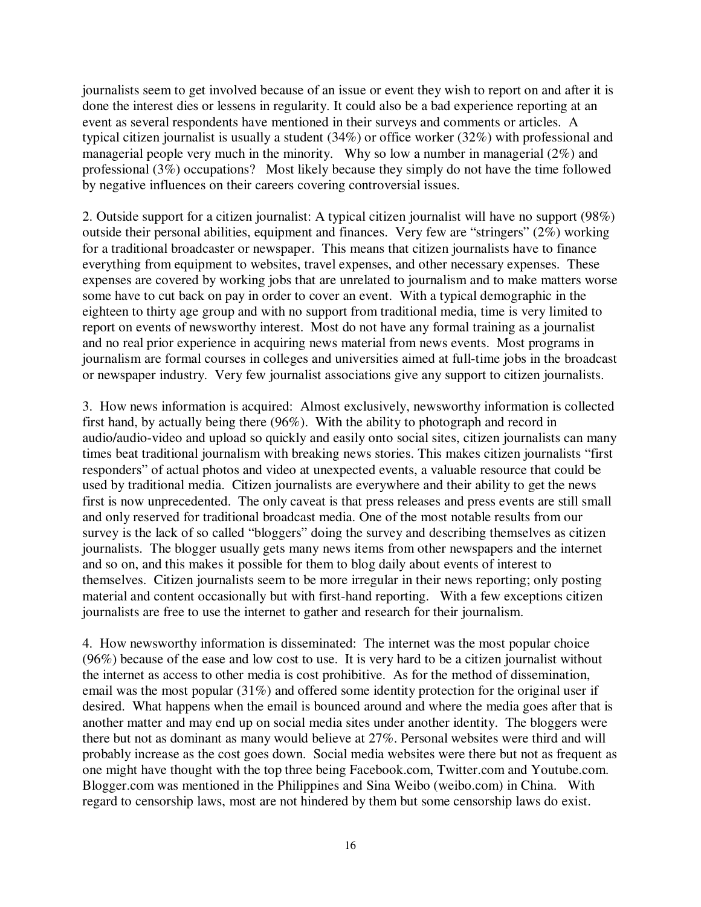journalists seem to get involved because of an issue or event they wish to report on and after it is done the interest dies or lessens in regularity. It could also be a bad experience reporting at an event as several respondents have mentioned in their surveys and comments or articles. A typical citizen journalist is usually a student (34%) or office worker (32%) with professional and managerial people very much in the minority. Why so low a number in managerial (2%) and professional (3%) occupations? Most likely because they simply do not have the time followed by negative influences on their careers covering controversial issues.

2. Outside support for a citizen journalist: A typical citizen journalist will have no support (98%) outside their personal abilities, equipment and finances. Very few are "stringers" (2%) working for a traditional broadcaster or newspaper. This means that citizen journalists have to finance everything from equipment to websites, travel expenses, and other necessary expenses. These expenses are covered by working jobs that are unrelated to journalism and to make matters worse some have to cut back on pay in order to cover an event. With a typical demographic in the eighteen to thirty age group and with no support from traditional media, time is very limited to report on events of newsworthy interest. Most do not have any formal training as a journalist and no real prior experience in acquiring news material from news events. Most programs in journalism are formal courses in colleges and universities aimed at full-time jobs in the broadcast or newspaper industry. Very few journalist associations give any support to citizen journalists.

3. How news information is acquired: Almost exclusively, newsworthy information is collected first hand, by actually being there (96%). With the ability to photograph and record in audio/audio-video and upload so quickly and easily onto social sites, citizen journalists can many times beat traditional journalism with breaking news stories. This makes citizen journalists "first responders" of actual photos and video at unexpected events, a valuable resource that could be used by traditional media. Citizen journalists are everywhere and their ability to get the news first is now unprecedented. The only caveat is that press releases and press events are still small and only reserved for traditional broadcast media. One of the most notable results from our survey is the lack of so called "bloggers" doing the survey and describing themselves as citizen journalists. The blogger usually gets many news items from other newspapers and the internet and so on, and this makes it possible for them to blog daily about events of interest to themselves. Citizen journalists seem to be more irregular in their news reporting; only posting material and content occasionally but with first-hand reporting. With a few exceptions citizen journalists are free to use the internet to gather and research for their journalism.

4. How newsworthy information is disseminated: The internet was the most popular choice (96%) because of the ease and low cost to use. It is very hard to be a citizen journalist without the internet as access to other media is cost prohibitive. As for the method of dissemination, email was the most popular (31%) and offered some identity protection for the original user if desired. What happens when the email is bounced around and where the media goes after that is another matter and may end up on social media sites under another identity. The bloggers were there but not as dominant as many would believe at 27%. Personal websites were third and will probably increase as the cost goes down. Social media websites were there but not as frequent as one might have thought with the top three being Facebook.com, Twitter.com and Youtube.com. Blogger.com was mentioned in the Philippines and Sina Weibo (weibo.com) in China. With regard to censorship laws, most are not hindered by them but some censorship laws do exist.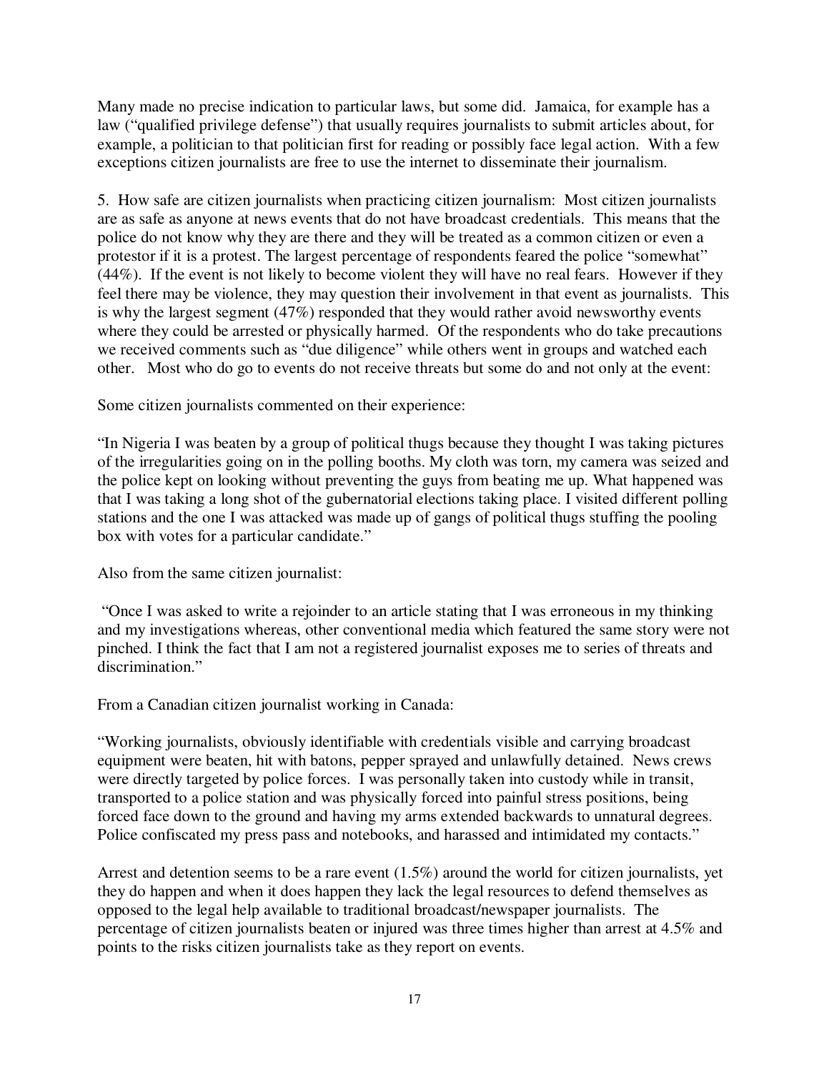Many made no precise indication to particular laws, but some did. Jamaica, for example has a law ("qualified privilege defense") that usually requires journalists to submit articles about, for example, a politician to that politician first for reading or possibly face legal action. With a few exceptions citizen journalists are free to use the internet to disseminate their journalism.

5. How safe are citizen journalists when practicing citizen journalism: Most citizen journalists are as safe as anyone at news events that do not have broadcast credentials. This means that the police do not know why they are there and they will be treated as a common citizen or even a protestor if it is a protest. The largest percentage of respondents feared the police "somewhat" (44%). If the event is not likely to become violent they will have no real fears. However if they feel there may be violence, they may question their involvement in that event as journalists. This is why the largest segment (47%) responded that they would rather avoid newsworthy events where they could be arrested or physically harmed. Of the respondents who do take precautions we received comments such as "due diligence" while others went in groups and watched each other. Most who do go to events do not receive threats but some do and not only at the event:

Some citizen journalists commented on their experience:

"In Nigeria I was beaten by a group of political thugs because they thought I was taking pictures of the irregularities going on in the polling booths. My cloth was torn, my camera was seized and the police kept on looking without preventing the guys from beating me up. What happened was that I was taking a long shot of the gubernatorial elections taking place. I visited different polling stations and the one I was attacked was made up of gangs of political thugs stuffing the pooling box with votes for a particular candidate."

Also from the same citizen journalist:

"Once I was asked to write a rejoinder to an article stating that I was erroneous in my thinking and my investigations whereas, other conventional media which featured the same story were not pinched. I think the fact that I am not a registered journalist exposes me to series of threats and discrimination."

From a Canadian citizen journalist working in Canada:

"Working journalists, obviously identifiable with credentials visible and carrying broadcast equipment were beaten, hit with batons, pepper sprayed and unlawfully detained. News crews were directly targeted by police forces. I was personally taken into custody while in transit, transported to a police station and was physically forced into painful stress positions, being forced face down to the ground and having my arms extended backwards to unnatural degrees. Police confiscated my press pass and notebooks, and harassed and intimidated my contacts."

Arrest and detention seems to be a rare event (1.5%) around the world for citizen journalists, yet they do happen and when it does happen they lack the legal resources to defend themselves as opposed to the legal help available to traditional broadcast/newspaper journalists. The percentage of citizen journalists beaten or injured was three times higher than arrest at 4.5% and points to the risks citizen journalists take as they report on events.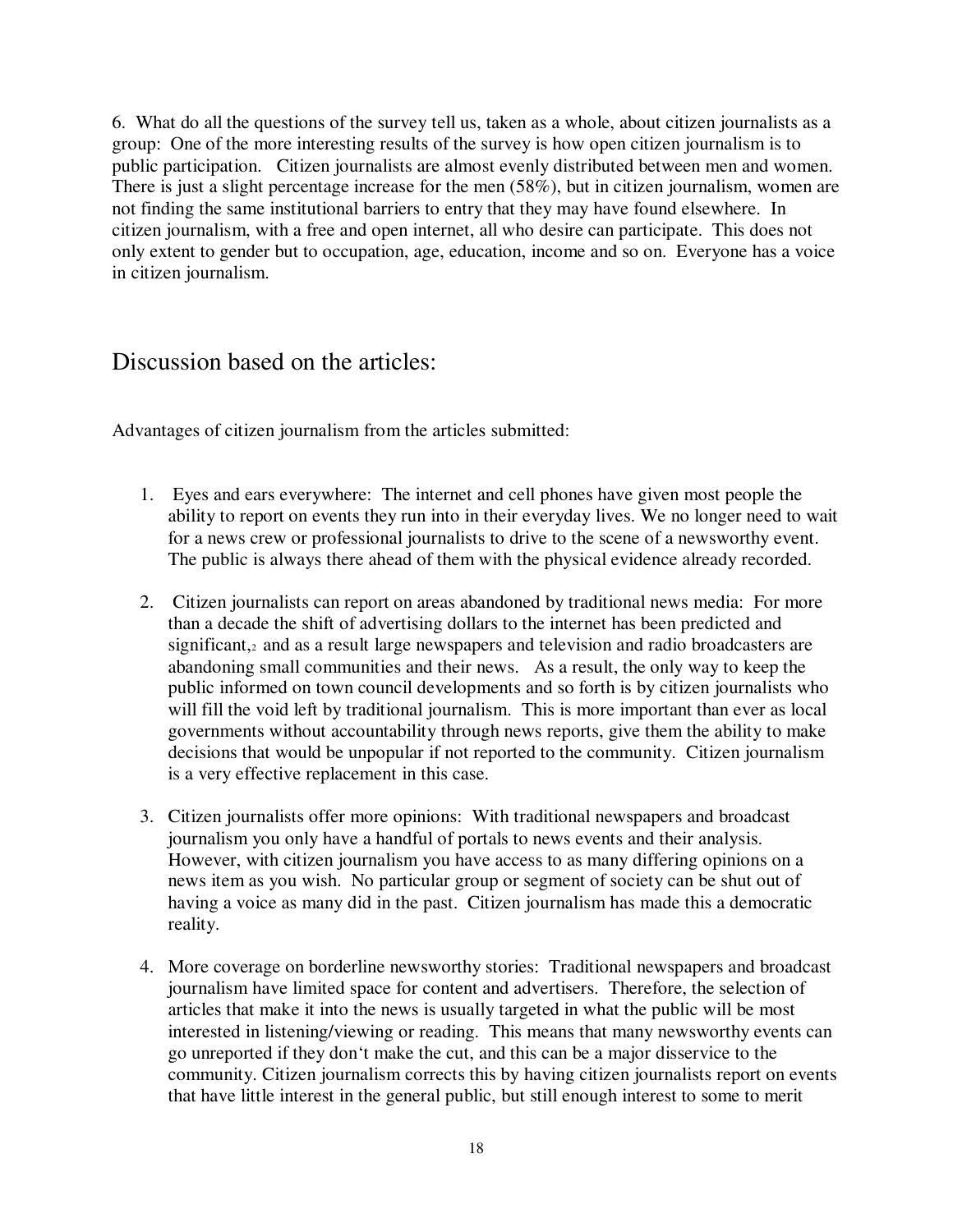6. What do all the questions of the survey tell us, taken as a whole, about citizen journalists as a group: One of the more interesting results of the survey is how open citizen journalism is to public participation. Citizen journalists are almost evenly distributed between men and women. There is just a slight percentage increase for the men (58%), but in citizen journalism, women are not finding the same institutional barriers to entry that they may have found elsewhere. In citizen journalism, with a free and open internet, all who desire can participate. This does not only extent to gender but to occupation, age, education, income and so on. Everyone has a voice in citizen journalism.

## Discussion based on the articles:

Advantages of citizen journalism from the articles submitted:

1. Eyes and ears everywhere: The internet and cell phones have given most people the ability to report on events they run into in their everyday lives. We no longer need to wait for a news crew or professional journalists to drive to the scene of a newsworthy event. The public is always there ahead of them with the physical evidence already recorded.

2. Citizen journalists can report on areas abandoned by traditional news media: For more than a decade the shift of advertising dollars to the internet has been predicted and significant,[2] and as a result large newspapers and television and radio broadcasters are abandoning small communities and their news. As a result, the only way to keep the public informed on town council developments and so forth is by citizen journalists who will fill the void left by traditional journalism. This is more important than ever as local governments without accountability through news reports, give them the ability to make decisions that would be unpopular if not reported to the community. Citizen journalism is a very effective replacement in this case.

3. Citizen journalists offer more opinions: With traditional newspapers and broadcast journalism you only have a handful of portals to news events and their analysis. However, with citizen journalism you have access to as many differing opinions on a news item as you wish. No particular group or segment of society can be shut out of having a voice as many did in the past. Citizen journalism has made this a democratic reality.

4. More coverage on borderline newsworthy stories: Traditional newspapers and broadcast journalism have limited space for content and advertisers. Therefore, the selection of articles that make it into the news is usually targeted in what the public will be most interested in listening/viewing or reading. This means that many newsworthy events can go unreported if they don't make the cut, and this can be a major disservice to the community. Citizen journalism corrects this by having citizen journalists report on events that have little interest in the general public, but still enough interest to some to merit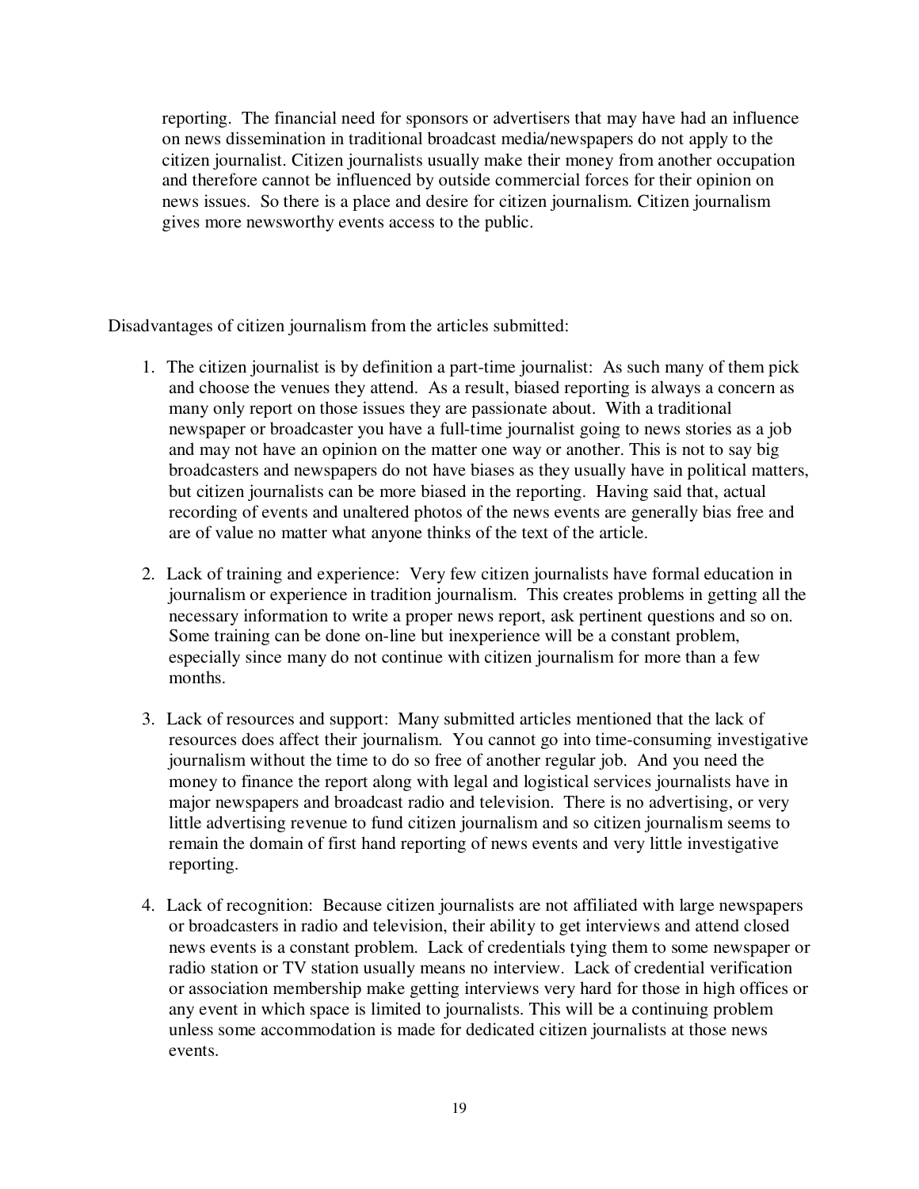reporting. The financial need for sponsors or advertisers that may have had an influence on news dissemination in traditional broadcast media/newspapers do not apply to the citizen journalist. Citizen journalists usually make their money from another occupation and therefore cannot be influenced by outside commercial forces for their opinion on news issues. So there is a place and desire for citizen journalism. Citizen journalism gives more newsworthy events access to the public.

Disadvantages of citizen journalism from the articles submitted:

1. The citizen journalist is by definition a part-time journalist: As such many of them pick and choose the venues they attend. As a result, biased reporting is always a concern as many only report on those issues they are passionate about. With a traditional newspaper or broadcaster you have a full-time journalist going to news stories as a job and may not have an opinion on the matter one way or another. This is not to say big broadcasters and newspapers do not have biases as they usually have in political matters, but citizen journalists can be more biased in the reporting. Having said that, actual recording of events and unaltered photos of the news events are generally bias free and are of value no matter what anyone thinks of the text of the article.

2. Lack of training and experience: Very few citizen journalists have formal education in journalism or experience in tradition journalism. This creates problems in getting all the necessary information to write a proper news report, ask pertinent questions and so on. Some training can be done on-line but inexperience will be a constant problem, especially since many do not continue with citizen journalism for more than a few months.

3. Lack of resources and support: Many submitted articles mentioned that the lack of resources does affect their journalism. You cannot go into time-consuming investigative journalism without the time to do so free of another regular job. And you need the money to finance the report along with legal and logistical services journalists have in major newspapers and broadcast radio and television. There is no advertising, or very little advertising revenue to fund citizen journalism and so citizen journalism seems to remain the domain of first hand reporting of news events and very little investigative reporting.

4. Lack of recognition: Because citizen journalists are not affiliated with large newspapers or broadcasters in radio and television, their ability to get interviews and attend closed news events is a constant problem. Lack of credentials tying them to some newspaper or radio station or TV station usually means no interview. Lack of credential verification or association membership make getting interviews very hard for those in high offices or any event in which space is limited to journalists. This will be a continuing problem unless some accommodation is made for dedicated citizen journalists at those news events.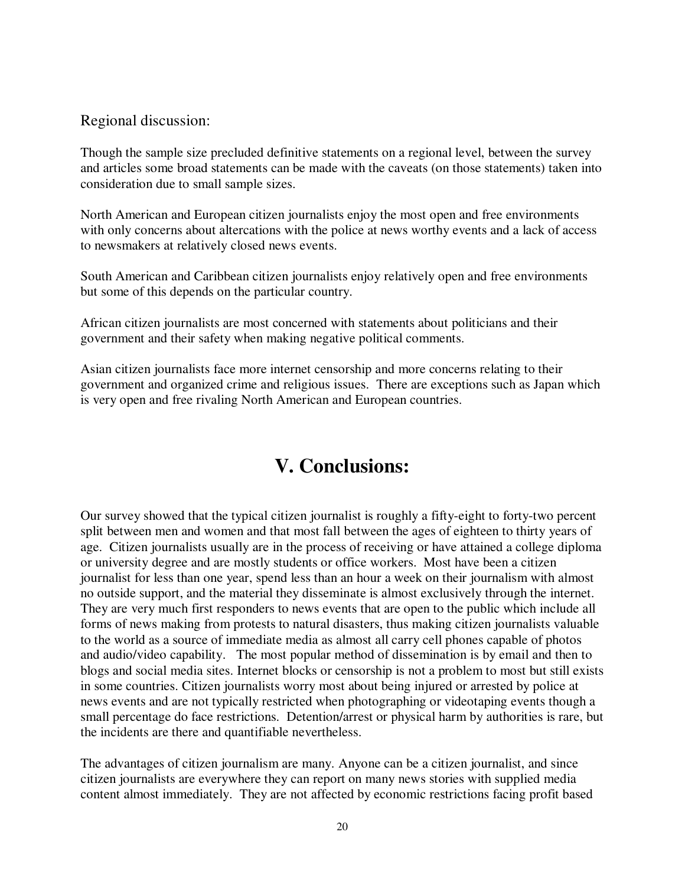Regional discussion:

Though the sample size precluded definitive statements on a regional level, between the survey and articles some broad statements can be made with the caveats (on those statements) taken into consideration due to small sample sizes.

North American and European citizen journalists enjoy the most open and free environments with only concerns about altercations with the police at news worthy events and a lack of access to newsmakers at relatively closed news events.

South American and Caribbean citizen journalists enjoy relatively open and free environments but some of this depends on the particular country.

African citizen journalists are most concerned with statements about politicians and their government and their safety when making negative political comments.

Asian citizen journalists face more internet censorship and more concerns relating to their government and organized crime and religious issues. There are exceptions such as Japan which is very open and free rivaling North American and European countries.

# V. Conclusions:

Our survey showed that the typical citizen journalist is roughly a fifty-eight to forty-two percent split between men and women and that most fall between the ages of eighteen to thirty years of age. Citizen journalists usually are in the process of receiving or have attained a college diploma or university degree and are mostly students or office workers. Most have been a citizen journalist for less than one year, spend less than an hour a week on their journalism with almost no outside support, and the material they disseminate is almost exclusively through the internet. They are very much first responders to news events that are open to the public which include all forms of news making from protests to natural disasters, thus making citizen journalists valuable to the world as a source of immediate media as almost all carry cell phones capable of photos and audio/video capability. The most popular method of dissemination is by email and then to blogs and social media sites. Internet blocks or censorship is not a problem to most but still exists in some countries. Citizen journalists worry most about being injured or arrested by police at news events and are not typically restricted when photographing or videotaping events though a small percentage do face restrictions. Detention/arrest or physical harm by authorities is rare, but the incidents are there and quantifiable nevertheless.

The advantages of citizen journalism are many. Anyone can be a citizen journalist, and since citizen journalists are everywhere they can report on many news stories with supplied media content almost immediately. They are not affected by economic restrictions facing profit based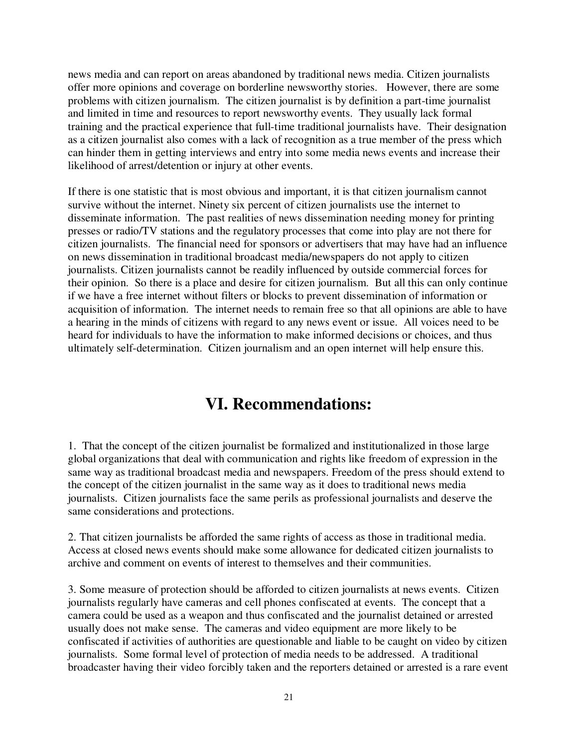news media and can report on areas abandoned by traditional news media. Citizen journalists offer more opinions and coverage on borderline newsworthy stories. However, there are some problems with citizen journalism. The citizen journalist is by definition a part-time journalist and limited in time and resources to report newsworthy events. They usually lack formal training and the practical experience that full-time traditional journalists have. Their designation as a citizen journalist also comes with a lack of recognition as a true member of the press which can hinder them in getting interviews and entry into some media news events and increase their likelihood of arrest/detention or injury at other events.

If there is one statistic that is most obvious and important, it is that citizen journalism cannot survive without the internet. Ninety six percent of citizen journalists use the internet to disseminate information. The past realities of news dissemination needing money for printing presses or radio/TV stations and the regulatory processes that come into play are not there for citizen journalists. The financial need for sponsors or advertisers that may have had an influence on news dissemination in traditional broadcast media/newspapers do not apply to citizen journalists. Citizen journalists cannot be readily influenced by outside commercial forces for their opinion. So there is a place and desire for citizen journalism. But all this can only continue if we have a free internet without filters or blocks to prevent dissemination of information or acquisition of information. The internet needs to remain free so that all opinions are able to have a hearing in the minds of citizens with regard to any news event or issue. All voices need to be heard for individuals to have the information to make informed decisions or choices, and thus ultimately self-determination. Citizen journalism and an open internet will help ensure this.

# VI. Recommendations:

1. That the concept of the citizen journalist be formalized and institutionalized in those large global organizations that deal with communication and rights like freedom of expression in the same way as traditional broadcast media and newspapers. Freedom of the press should extend to the concept of the citizen journalist in the same way as it does to traditional news media journalists. Citizen journalists face the same perils as professional journalists and deserve the same considerations and protections.

2. That citizen journalists be afforded the same rights of access as those in traditional media. Access at closed news events should make some allowance for dedicated citizen journalists to archive and comment on events of interest to themselves and their communities.

3. Some measure of protection should be afforded to citizen journalists at news events. Citizen journalists regularly have cameras and cell phones confiscated at events. The concept that a camera could be used as a weapon and thus confiscated and the journalist detained or arrested usually does not make sense. The cameras and video equipment are more likely to be confiscated if activities of authorities are questionable and liable to be caught on video by citizen journalists. Some formal level of protection of media needs to be addressed. A traditional broadcaster having their video forcibly taken and the reporters detained or arrested is a rare event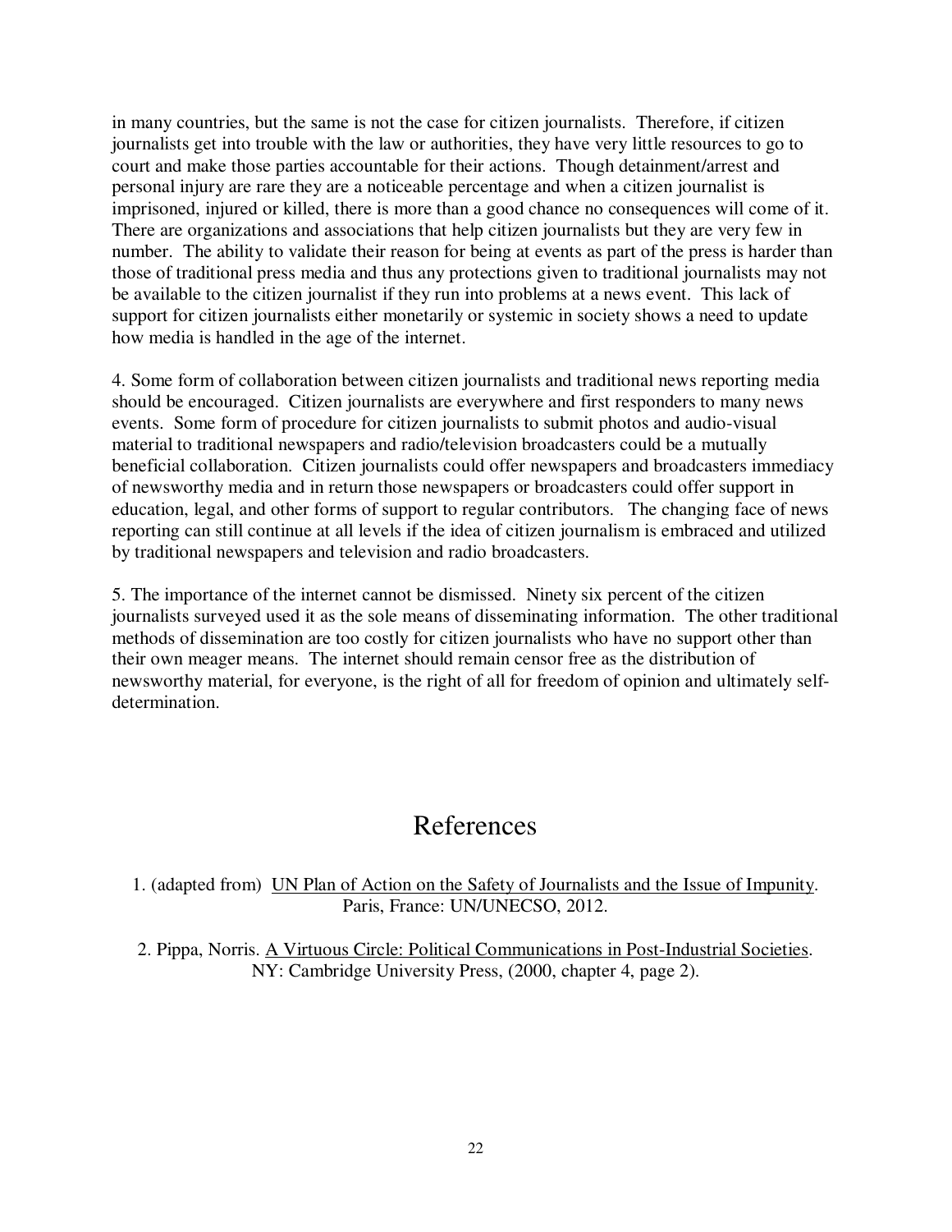in many countries, but the same is not the case for citizen journalists. Therefore, if citizen journalists get into trouble with the law or authorities, they have very little resources to go to court and make those parties accountable for their actions. Though detainment/arrest and personal injury are rare they are a noticeable percentage and when a citizen journalist is imprisoned, injured or killed, there is more than a good chance no consequences will come of it. There are organizations and associations that help citizen journalists but they are very few in number. The ability to validate their reason for being at events as part of the press is harder than those of traditional press media and thus any protections given to traditional journalists may not be available to the citizen journalist if they run into problems at a news event. This lack of support for citizen journalists either monetarily or systemic in society shows a need to update how media is handled in the age of the internet.

4. Some form of collaboration between citizen journalists and traditional news reporting media should be encouraged. Citizen journalists are everywhere and first responders to many news events. Some form of procedure for citizen journalists to submit photos and audio-visual material to traditional newspapers and radio/television broadcasters could be a mutually beneficial collaboration. Citizen journalists could offer newspapers and broadcasters immediacy of newsworthy media and in return those newspapers or broadcasters could offer support in education, legal, and other forms of support to regular contributors. The changing face of news reporting can still continue at all levels if the idea of citizen journalism is embraced and utilized by traditional newspapers and television and radio broadcasters.

5. The importance of the internet cannot be dismissed. Ninety six percent of the citizen journalists surveyed used it as the sole means of disseminating information. The other traditional methods of dissemination are too costly for citizen journalists who have no support other than their own meager means. The internet should remain censor free as the distribution of newsworthy material, for everyone, is the right of all for freedom of opinion and ultimately self-determination.

# References

1. (adapted from) UN Plan of Action on the Safety of Journalists and the Issue of Impunity. Paris, France: UN/UNECSO, 2012.

2. Pippa, Norris. A Virtuous Circle: Political Communications in Post-Industrial Societies. NY: Cambridge University Press, (2000, chapter 4, page 2).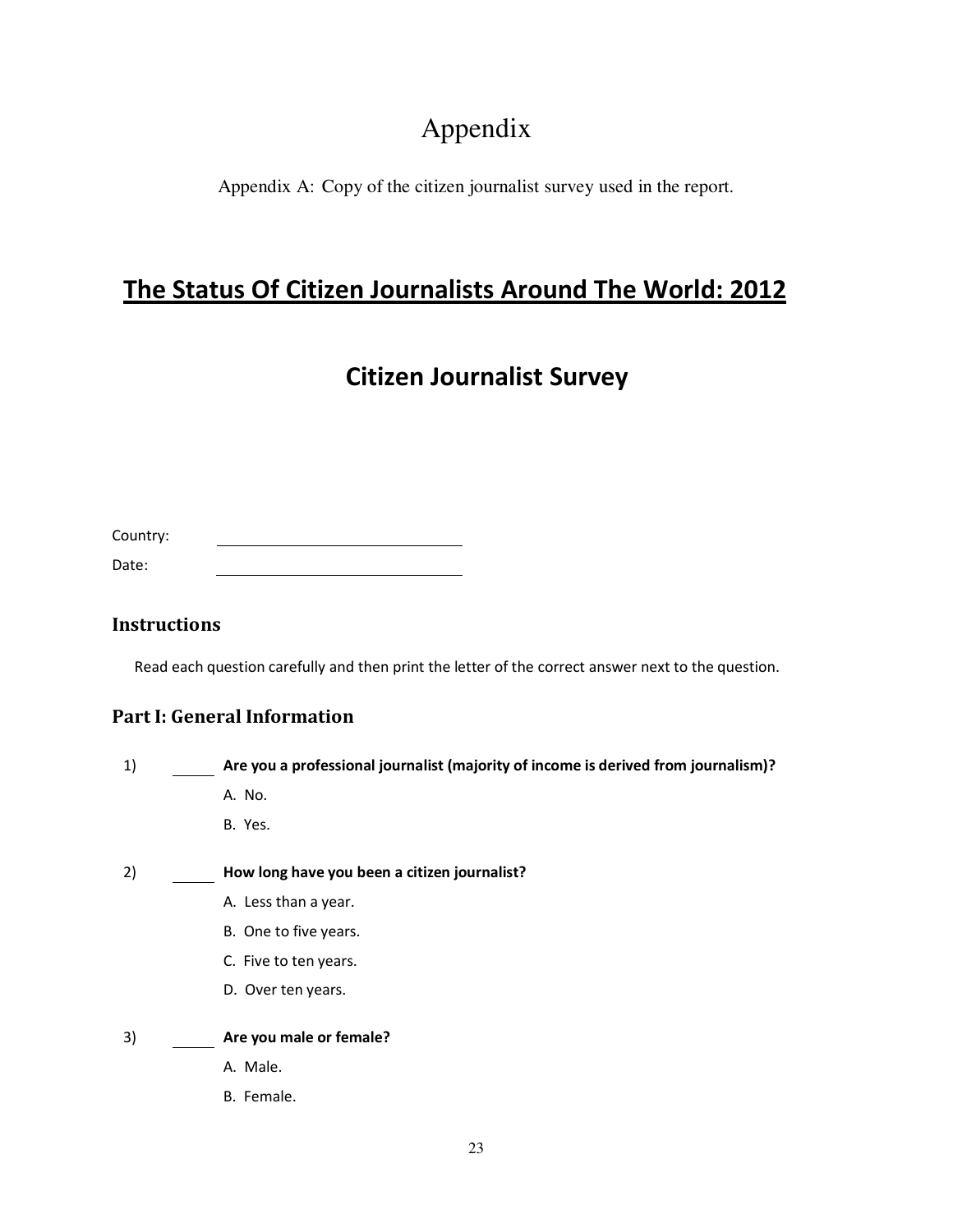# Appendix

Appendix A: Copy of the citizen journalist survey used in the report.

## The Status Of Citizen Journalists Around The World: 2012

## Citizen Journalist Survey

Country: ______________________________

Date: ______________________________

### Instructions

Read each question carefully and then print the letter of the correct answer next to the question.

### Part I: General Information

1) _____ **Are you a professional journalist (majority of income is derived from journalism)?**

   A. No.

   B. Yes.

2) _____ **How long have you been a citizen journalist?**

   A. Less than a year.

   B. One to five years.

   C. Five to ten years.

   D. Over ten years.

3) _____ **Are you male or female?**

   A. Male.

   B. Female.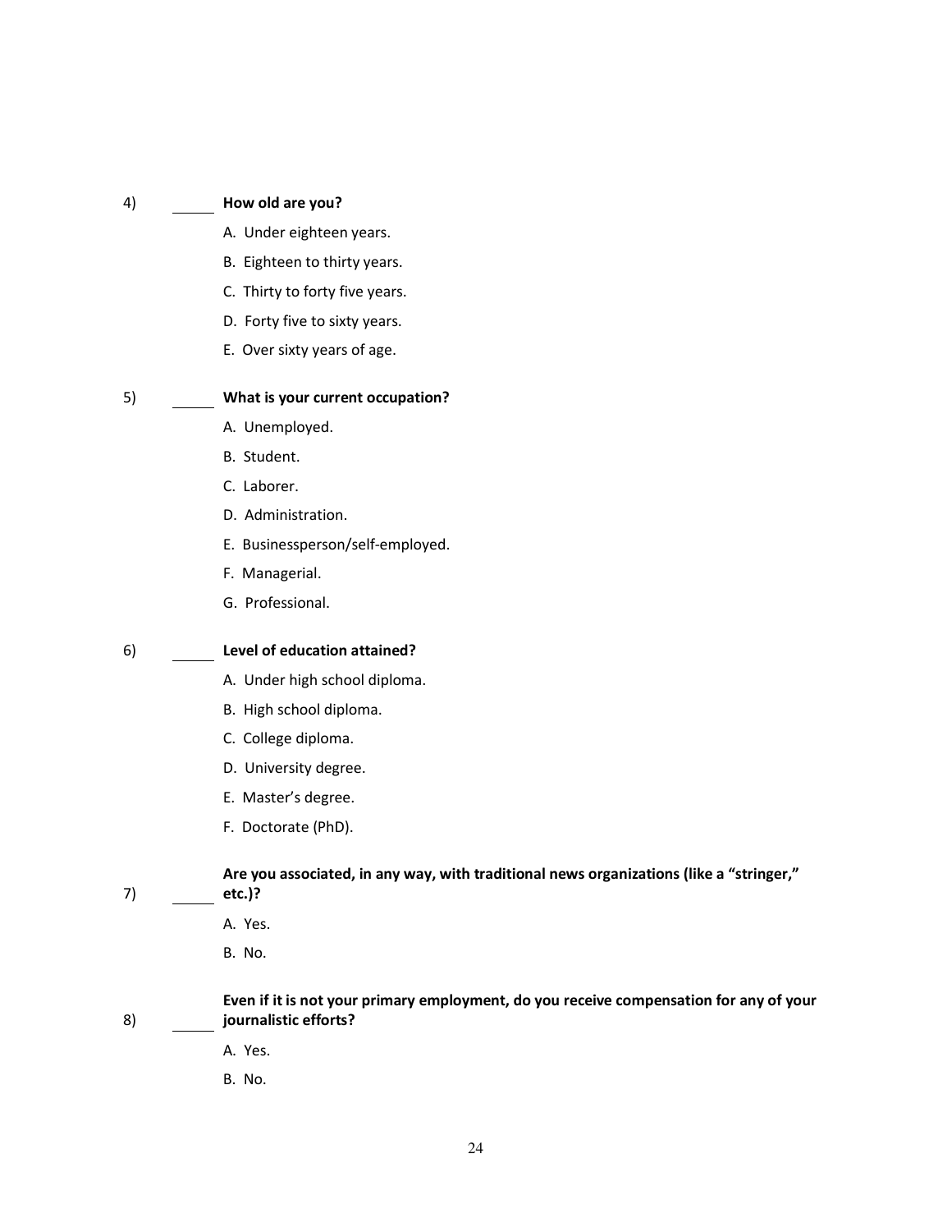4) ______ **How old are you?**

A. Under eighteen years.

B. Eighteen to thirty years.

C. Thirty to forty five years.

D. Forty five to sixty years.

E. Over sixty years of age.

5) ______ **What is your current occupation?**

A. Unemployed.

B. Student.

C. Laborer.

D. Administration.

E. Businessperson/self-employed.

F. Managerial.

G. Professional.

6) ______ **Level of education attained?**

A. Under high school diploma.

B. High school diploma.

C. College diploma.

D. University degree.

E. Master's degree.

F. Doctorate (PhD).

7) ______ **Are you associated, in any way, with traditional news organizations (like a "stringer," etc.)?**

A. Yes.

B. No.

8) ______ **Even if it is not your primary employment, do you receive compensation for any of your journalistic efforts?**

A. Yes.

B. No.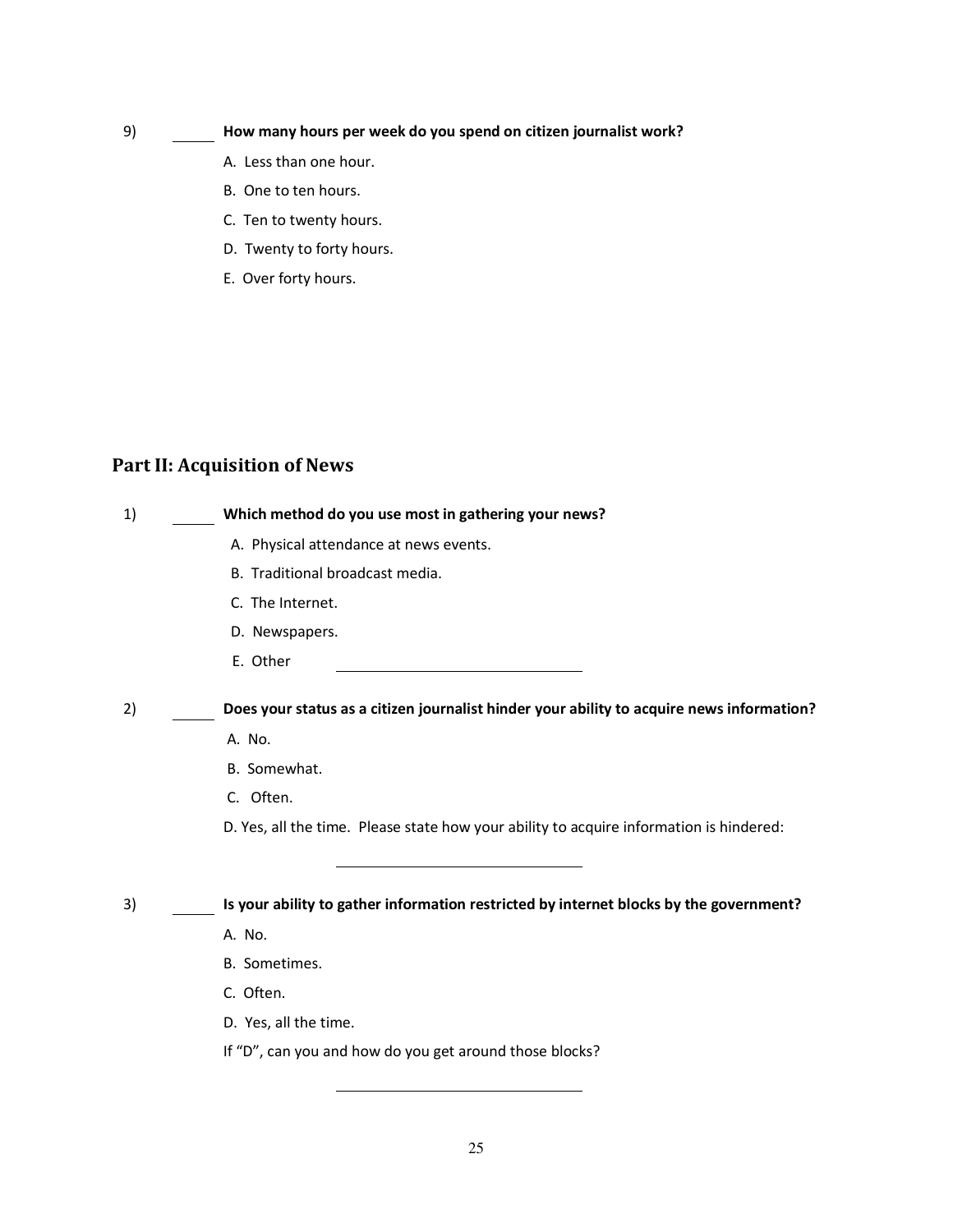9) ______ **How many hours per week do you spend on citizen journalist work?**

A. Less than one hour.

B. One to ten hours.

C. Ten to twenty hours.

D. Twenty to forty hours.

E. Over forty hours.

## Part II: Acquisition of News

1) ______ **Which method do you use most in gathering your news?**

A. Physical attendance at news events.

B. Traditional broadcast media.

C. The Internet.

D. Newspapers.

E. Other ______________________________

2) ______ **Does your status as a citizen journalist hinder your ability to acquire news information?**

A. No.

B. Somewhat.

C. Often.

D. Yes, all the time. Please state how your ability to acquire information is hindered:

______________________________

3) ______ **Is your ability to gather information restricted by internet blocks by the government?**

A. No.

B. Sometimes.

C. Often.

D. Yes, all the time.

If "D", can you and how do you get around those blocks?

______________________________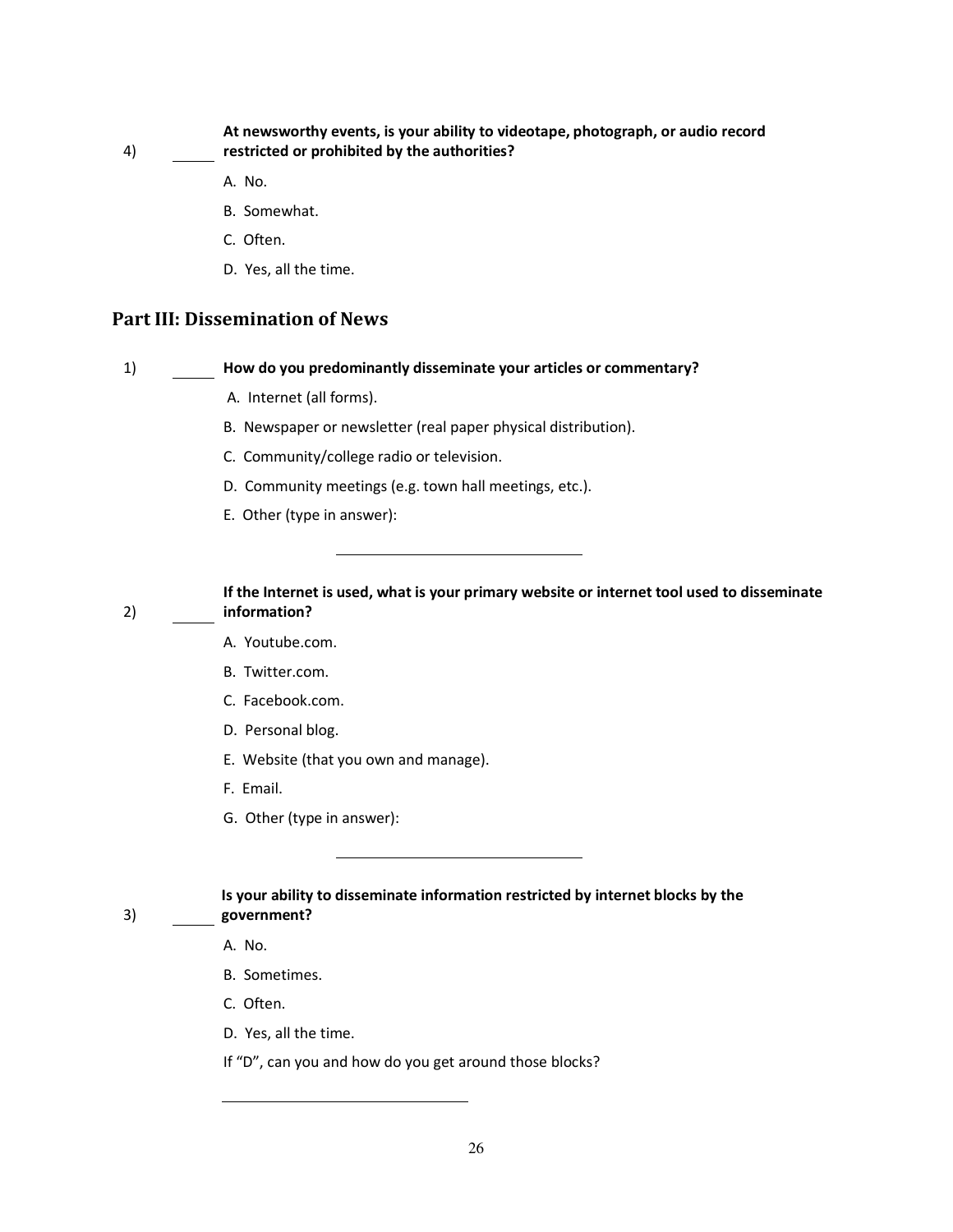4) ______ **At newsworthy events, is your ability to videotape, photograph, or audio record restricted or prohibited by the authorities?**

A. No.

B. Somewhat.

C. Often.

D. Yes, all the time.

## Part III: Dissemination of News

1) ______ **How do you predominantly disseminate your articles or commentary?**

A. Internet (all forms).

B. Newspaper or newsletter (real paper physical distribution).

C. Community/college radio or television.

D. Community meetings (e.g. town hall meetings, etc.).

E. Other (type in answer):

______________________________

2) ______ **If the Internet is used, what is your primary website or internet tool used to disseminate information?**

A. Youtube.com.

B. Twitter.com.

C. Facebook.com.

D. Personal blog.

E. Website (that you own and manage).

F. Email.

G. Other (type in answer):

______________________________

3) ______ **Is your ability to disseminate information restricted by internet blocks by the government?**

A. No.

B. Sometimes.

C. Often.

D. Yes, all the time.

If "D", can you and how do you get around those blocks?

______________________________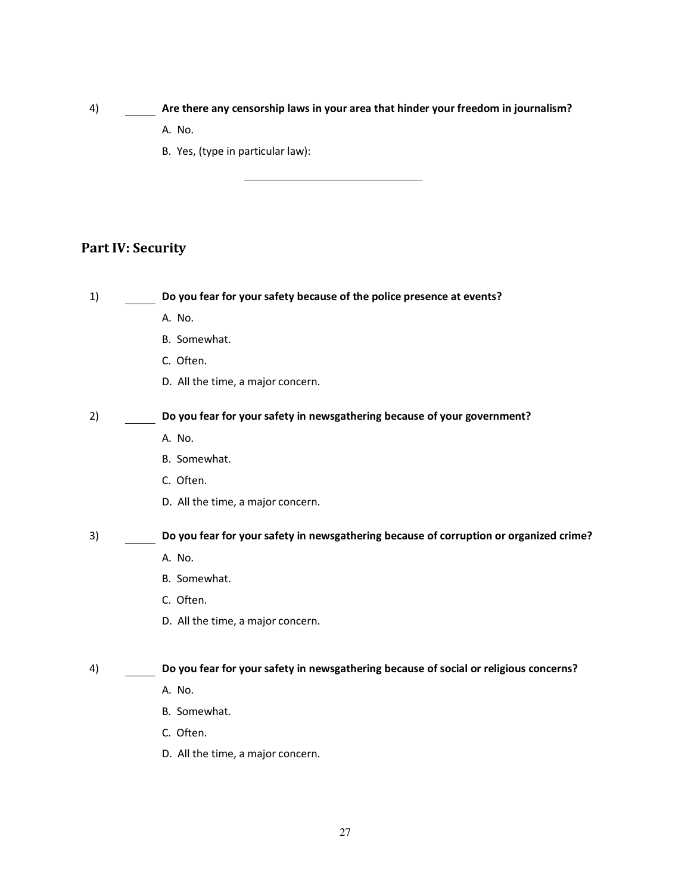4) ______ **Are there any censorship laws in your area that hinder your freedom in journalism?**

A. No.

B. Yes, (type in particular law):

______________________________

## Part IV: Security

1) ______ **Do you fear for your safety because of the police presence at events?**

A. No.

B. Somewhat.

C. Often.

D. All the time, a major concern.

2) ______ **Do you fear for your safety in newsgathering because of your government?**

A. No.

B. Somewhat.

C. Often.

D. All the time, a major concern.

3) ______ **Do you fear for your safety in newsgathering because of corruption or organized crime?**

A. No.

B. Somewhat.

C. Often.

D. All the time, a major concern.

4) ______ **Do you fear for your safety in newsgathering because of social or religious concerns?**

A. No.

B. Somewhat.

C. Often.

D. All the time, a major concern.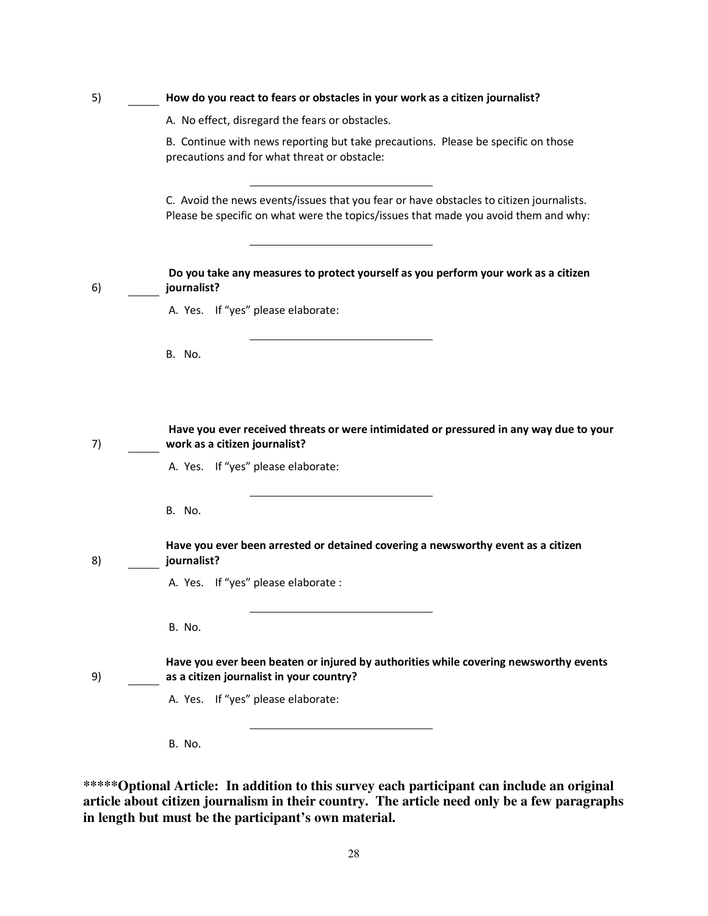5) ______ **How do you react to fears or obstacles in your work as a citizen journalist?**

A. No effect, disregard the fears or obstacles.

B. Continue with news reporting but take precautions. Please be specific on those precautions and for what threat or obstacle:

______________________________

C. Avoid the news events/issues that you fear or have obstacles to citizen journalists. Please be specific on what were the topics/issues that made you avoid them and why:

______________________________

6) ______ **Do you take any measures to protect yourself as you perform your work as a citizen journalist?**

A. Yes. If "yes" please elaborate:

______________________________

B. No.

7) ______ **Have you ever received threats or were intimidated or pressured in any way due to your work as a citizen journalist?**

A. Yes. If "yes" please elaborate:

______________________________

B. No.

8) ______ **Have you ever been arrested or detained covering a newsworthy event as a citizen journalist?**

A. Yes. If "yes" please elaborate :

______________________________

B. No.

9) ______ **Have you ever been beaten or injured by authorities while covering newsworthy events as a citizen journalist in your country?**

A. Yes. If "yes" please elaborate:

______________________________

B. No.

**\*\*\*\*\*Optional Article: In addition to this survey each participant can include an original article about citizen journalism in their country. The article need only be a few paragraphs in length but must be the participant's own material.**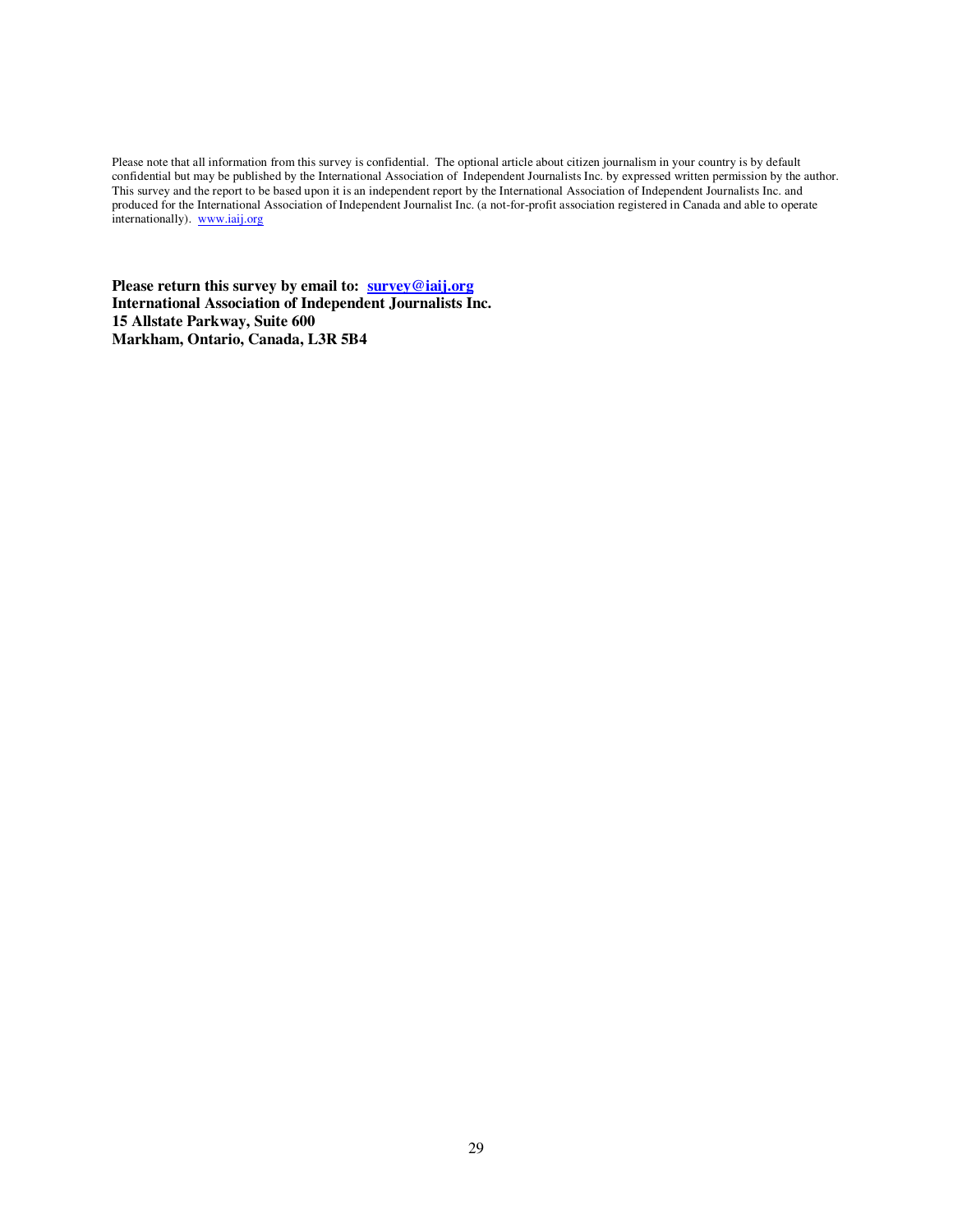Please note that all information from this survey is confidential. The optional article about citizen journalism in your country is by default confidential but may be published by the International Association of Independent Journalists Inc. by expressed written permission by the author. This survey and the report to be based upon it is an independent report by the International Association of Independent Journalists Inc. and produced for the International Association of Independent Journalist Inc. (a not-for-profit association registered in Canada and able to operate internationally). www.iaij.org

**Please return this survey by email to: survey@iaij.org**
**International Association of Independent Journalists Inc.**
**15 Allstate Parkway, Suite 600**
**Markham, Ontario, Canada, L3R 5B4**